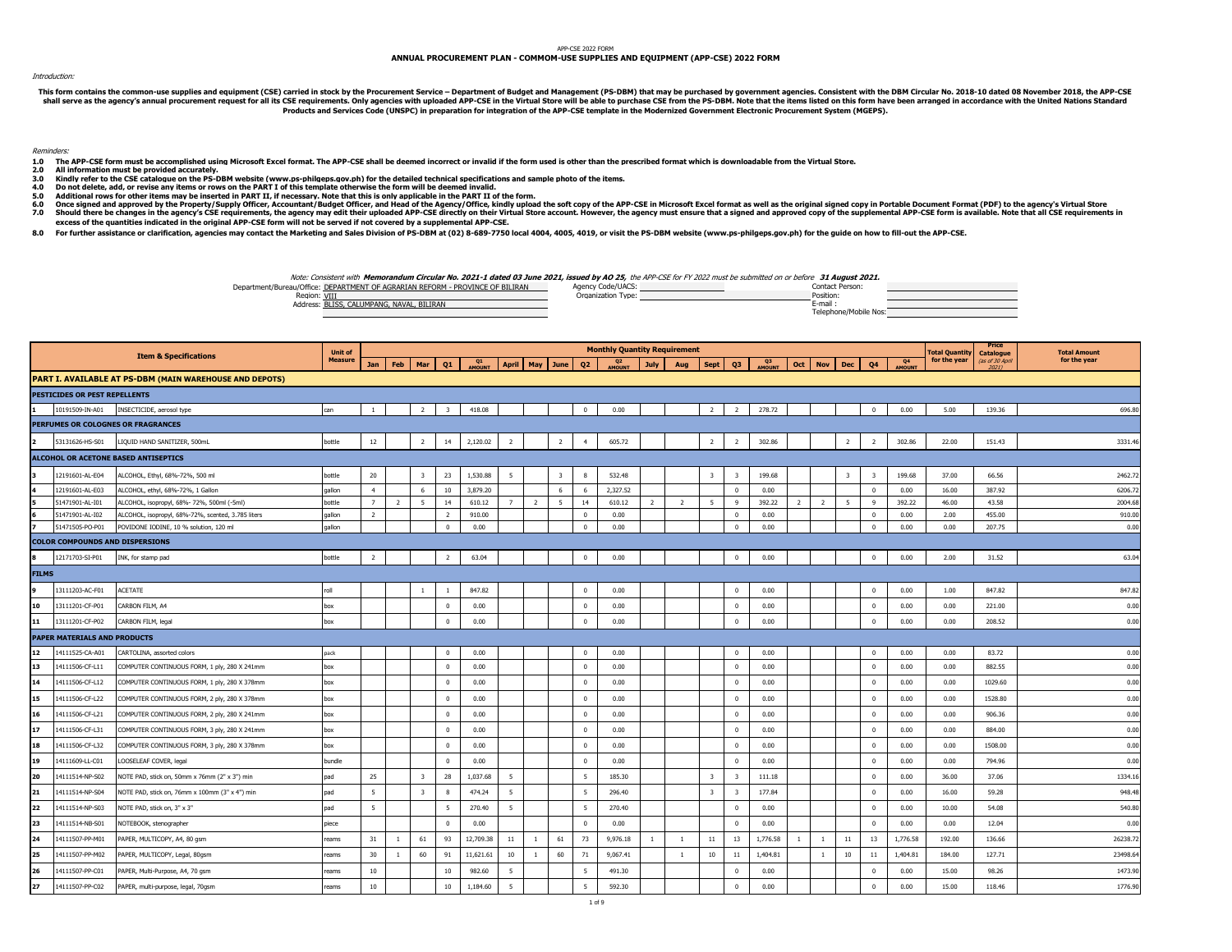APP-CSE 2022 FORM

# ANNUAL PROCUREMENT PLAN - COMMOM-USE SUPPLIES AND EQUIPMENT (APP-CSE) 2022 FORM

*Introduction:*

**This form contains the common-use supplies and equipment (CSE) carried in stock by the Procurement Service – Department of Budget and Management (PS-DBM) that may be purchased by government agencies. Consistent with the DBM Circular No. 2018-10 dated 08 November 2018, the APP-CSE shall serve as the agency's annual procurement request for all its CSE requirements. Only agencies with uploaded APP-CSE in the Virtual Store will be able to purchase CSE from the PS-DBM. Note that the items listed on this form have been arranged in accordance with the United Nations Standard Products and Services Code (UNSPC) in preparation for integration of the APP-CSE template in the Modernized Government Electronic Procurement System (MGEPS).**

*Reminders:*

**1.0 The APP-CSE form must be accomplished using Microsoft Excel format. The APP-CSE shall be deemed incorrect or invalid if the form used is other than the prescribed format which is downloadable from the Virtual Store.**
**2.0 All information must be provided accurately.**
**3.0 Kindly refer to the CSE catalogue on the PS-DBM website (www.ps-philgeps.gov.ph) for the detailed technical specifications and sample photo of the items.**
**4.0 Do not delete, add, or revise any items or rows on the PART I of this template otherwise the form will be deemed invalid.**
**5.0 Additional rows for other items may be inserted in PART II, if necessary. Note that this is only applicable in the PART II of the form.**
**6.0 Once signed and approved by the Property/Supply Officer, Accountant/Budget Officer, and Head of the Agency/Office, kindly upload the soft copy of the APP-CSE in Microsoft Excel format as well as the original signed copy in Portable Document Format (PDF) to the agency's Virtual Store**
**7.0 Should there be changes in the agency's CSE requirements, the agency may edit their uploaded APP-CSE directly on their Virtual Store account. However, the agency must ensure that a signed and approved copy of the supplemental APP-CSE form is available. Note that all CSE requirements in excess of the quantities indicated in the original APP-CSE form will not be served if not covered by a supplemental APP-CSE.**
**8.0 For further assistance or clarification, agencies may contact the Marketing and Sales Division of PS-DBM at (02) 8-689-7750 local 4004, 4005, 4019, or visit the PS-DBM website (www.ps-philgeps.gov.ph) for the guide on how to fill-out the APP-CSE.**

*Note: Consistent with **Memorandum Circular No. 2021-1 dated 03 June 2021, issued by AO 25,** the APP-CSE for FY 2022 must be submitted on or before **31 August 2021.***

Department/Bureau/Office: DEPARTMENT OF AGRARIAN REFORM - PROVINCE OF BILIRAN
Region: VIII
Address: BLISS, CALUMPANG, NAVAL, BILIRAN

Agency Code/UACS:
Organization Type:

Contact Person:
Position:
E-mail :
Telephone/Mobile Nos:

| | Item & Specifications | | Unit of Measure | Monthly Quantity Requirement | | | | | | | | | | | | | | | | | | | | Total Quantity for the year | Price Catalogue (as of 30 April 2021) | Total Amount for the year |
|---|---|---|---|---|---|---|---|---|---|---|---|---|---|---|---|---|---|---|---|---|---|---|---|---|---|---|
| | | | | Jan | Feb | Mar | Q1 | Q1 AMOUNT | April | May | June | Q2 | Q2 AMOUNT | July | Aug | Sept | Q3 | Q3 AMOUNT | Oct | Nov | Dec | Q4 | Q4 AMOUNT | | | |
| **PART I. AVAILABLE AT PS-DBM (MAIN WAREHOUSE AND DEPOTS)** | | | | | | | | | | | | | | | | | | | | | | | | | | |
| **PESTICIDES OR PEST REPELLENTS** | | | | | | | | | | | | | | | | | | | | | | | | | | |
| 1 | 10191509-IN-A01 | INSECTICIDE, aerosol type | can | 1 | | 2 | 3 | 418.08 | | | | 0 | 0.00 | | | 2 | 2 | 278.72 | | | | 0 | 0.00 | 5.00 | 139.36 | 696.80 |
| **PERFUMES OR COLOGNES OR FRAGRANCES** | | | | | | | | | | | | | | | | | | | | | | | | | | |
| 2 | 53131626-HS-S01 | LIQUID HAND SANITIZER, 500mL | bottle | 12 | | 2 | 14 | 2,120.02 | 2 | | 2 | 4 | 605.72 | | | 2 | 2 | 302.86 | | | 2 | 2 | 302.86 | 22.00 | 151.43 | 3331.46 |
| **ALCOHOL OR ACETONE BASED ANTISEPTICS** | | | | | | | | | | | | | | | | | | | | | | | | | | |
| 3 | 12191601-AL-E04 | ALCOHOL, Ethyl, 68%-72%, 500 ml | bottle | 20 | | 3 | 23 | 1,530.88 | 5 | | 3 | 8 | 532.48 | | | 3 | 3 | 199.68 | | | 3 | 3 | 199.68 | 37.00 | 66.56 | 2462.72 |
| 4 | 12191601-AL-E03 | ALCOHOL, ethyl, 68%-72%, 1 Gallon | gallon | 4 | | 6 | 10 | 3,879.20 | | | 6 | 6 | 2,327.52 | | | | 0 | 0.00 | | | | 0 | 0.00 | 16.00 | 387.92 | 6206.72 |
| 5 | 51471901-AL-I01 | ALCOHOL, isopropyl, 68%- 72%, 500ml (-5ml) | bottle | 7 | 2 | 5 | 14 | 610.12 | 7 | 2 | 5 | 14 | 610.12 | 2 | 2 | 5 | 9 | 392.22 | 2 | 2 | 5 | 9 | 392.22 | 46.00 | 43.58 | 2004.68 |
| 6 | 51471901-AL-I02 | ALCOHOL, isopropyl, 68%-72%, scented, 3.785 liters | gallon | 2 | | | 2 | 910.00 | | | | 0 | 0.00 | | | | 0 | 0.00 | | | | 0 | 0.00 | 2.00 | 455.00 | 910.00 |
| 7 | 51471505-PO-P01 | POVIDONE IODINE, 10 % solution, 120 ml | gallon | | | | 0 | 0.00 | | | | 0 | 0.00 | | | | 0 | 0.00 | | | | 0 | 0.00 | 0.00 | 207.75 | 0.00 |
| **COLOR COMPOUNDS AND DISPERSIONS** | | | | | | | | | | | | | | | | | | | | | | | | | | |
| 8 | 12171703-SI-P01 | INK, for stamp pad | bottle | 2 | | | 2 | 63.04 | | | | 0 | 0.00 | | | | 0 | 0.00 | | | | 0 | 0.00 | 2.00 | 31.52 | 63.04 |
| **FILMS** | | | | | | | | | | | | | | | | | | | | | | | | | | |
| 9 | 13111203-AC-F01 | ACETATE | roll | | | 1 | 1 | 847.82 | | | | 0 | 0.00 | | | | 0 | 0.00 | | | | 0 | 0.00 | 1.00 | 847.82 | 847.82 |
| 10 | 13111201-CF-P01 | CARBON FILM, A4 | box | | | | 0 | 0.00 | | | | 0 | 0.00 | | | | 0 | 0.00 | | | | 0 | 0.00 | 0.00 | 221.00 | 0.00 |
| 11 | 13111201-CF-P02 | CARBON FILM, legal | box | | | | 0 | 0.00 | | | | 0 | 0.00 | | | | 0 | 0.00 | | | | 0 | 0.00 | 0.00 | 208.52 | 0.00 |
| **PAPER MATERIALS AND PRODUCTS** | | | | | | | | | | | | | | | | | | | | | | | | | | |
| 12 | 14111525-CA-A01 | CARTOLINA, assorted colors | pack | | | | 0 | 0.00 | | | | 0 | 0.00 | | | | 0 | 0.00 | | | | 0 | 0.00 | 0.00 | 83.72 | 0.00 |
| 13 | 14111506-CF-L11 | COMPUTER CONTINUOUS FORM, 1 ply, 280 X 241mm | box | | | | 0 | 0.00 | | | | 0 | 0.00 | | | | 0 | 0.00 | | | | 0 | 0.00 | 0.00 | 882.55 | 0.00 |
| 14 | 14111506-CF-L12 | COMPUTER CONTINUOUS FORM, 1 ply, 280 X 378mm | box | | | | 0 | 0.00 | | | | 0 | 0.00 | | | | 0 | 0.00 | | | | 0 | 0.00 | 0.00 | 1029.60 | 0.00 |
| 15 | 14111506-CF-L22 | COMPUTER CONTINUOUS FORM, 2 ply, 280 X 378mm | box | | | | 0 | 0.00 | | | | 0 | 0.00 | | | | 0 | 0.00 | | | | 0 | 0.00 | 0.00 | 1528.80 | 0.00 |
| 16 | 14111506-CF-L21 | COMPUTER CONTINUOUS FORM, 2 ply, 280 X 241mm | box | | | | 0 | 0.00 | | | | 0 | 0.00 | | | | 0 | 0.00 | | | | 0 | 0.00 | 0.00 | 906.36 | 0.00 |
| 17 | 14111506-CF-L31 | COMPUTER CONTINUOUS FORM, 3 ply, 280 X 241mm | box | | | | 0 | 0.00 | | | | 0 | 0.00 | | | | 0 | 0.00 | | | | 0 | 0.00 | 0.00 | 884.00 | 0.00 |
| 18 | 14111506-CF-L32 | COMPUTER CONTINUOUS FORM, 3 ply, 280 X 378mm | box | | | | 0 | 0.00 | | | | 0 | 0.00 | | | | 0 | 0.00 | | | | 0 | 0.00 | 0.00 | 1508.00 | 0.00 |
| 19 | 14111609-LL-C01 | LOOSELEAF COVER, legal | bundle | | | | 0 | 0.00 | | | | 0 | 0.00 | | | | 0 | 0.00 | | | | 0 | 0.00 | 0.00 | 794.96 | 0.00 |
| 20 | 14111514-NP-S02 | NOTE PAD, stick on, 50mm x 76mm (2" x 3") min | pad | 25 | | 3 | 28 | 1,037.68 | 5 | | | 5 | 185.30 | | | 3 | 3 | 111.18 | | | | 0 | 0.00 | 36.00 | 37.06 | 1334.16 |
| 21 | 14111514-NP-S04 | NOTE PAD, stick on, 76mm x 100mm (3" x 4") min | pad | 5 | | 3 | 8 | 474.24 | 5 | | | 5 | 296.40 | | | 3 | 3 | 177.84 | | | | 0 | 0.00 | 16.00 | 59.28 | 948.48 |
| 22 | 14111514-NP-S03 | NOTE PAD, stick on, 3" x 3" | pad | 5 | | | 5 | 270.40 | 5 | | | 5 | 270.40 | | | | 0 | 0.00 | | | | 0 | 0.00 | 10.00 | 54.08 | 540.80 |
| 23 | 14111514-NB-S01 | NOTEBOOK, stenographer | piece | | | | 0 | 0.00 | | | | 0 | 0.00 | | | | 0 | 0.00 | | | | 0 | 0.00 | 0.00 | 12.04 | 0.00 |
| 24 | 14111507-PP-M01 | PAPER, MULTICOPY, A4, 80 gsm | reams | 31 | 1 | 61 | 93 | 12,709.38 | 11 | 1 | 61 | 73 | 9,976.18 | 1 | 1 | 11 | 13 | 1,776.58 | 1 | 1 | 11 | 13 | 1,776.58 | 192.00 | 136.66 | 26238.72 |
| 25 | 14111507-PP-M02 | PAPER, MULTICOPY, Legal, 80gsm | reams | 30 | 1 | 60 | 91 | 11,621.61 | 10 | 1 | 60 | 71 | 9,067.41 | | 1 | 10 | 11 | 1,404.81 | | 1 | 10 | 11 | 1,404.81 | 184.00 | 127.71 | 23498.64 |
| 26 | 14111507-PP-C01 | PAPER, Multi-Purpose, A4, 70 gsm | reams | 10 | | | 10 | 982.60 | 5 | | | 5 | 491.30 | | | | 0 | 0.00 | | | | 0 | 0.00 | 15.00 | 98.26 | 1473.90 |
| 27 | 14111507-PP-C02 | PAPER, multi-purpose, legal, 70gsm | reams | 10 | | | 10 | 1,184.60 | 5 | | | 5 | 592.30 | | | | 0 | 0.00 | | | | 0 | 0.00 | 15.00 | 118.46 | 1776.90 |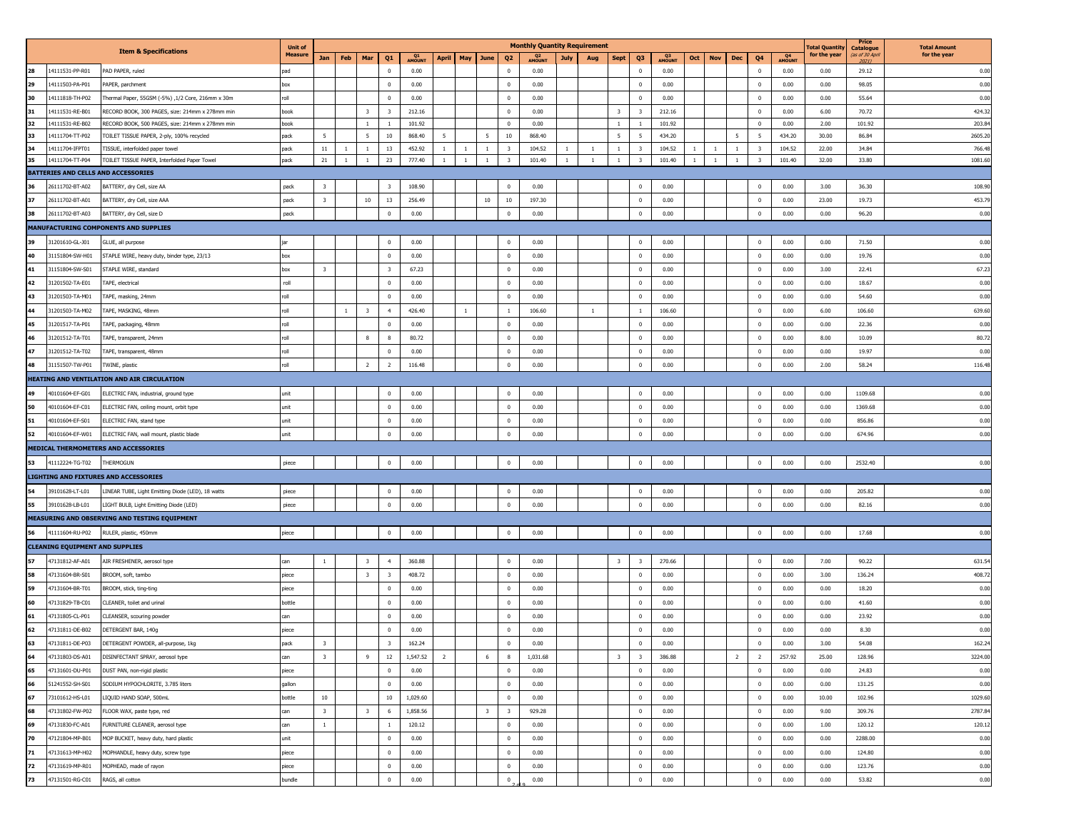| | Item & Specifications | | Unit of Measure | Monthly Quantity Requirement | | | | | | | | | | | | | | | | | | | | Total Quantity for the year | Price Catalogue (as of 30 April 2021) | Total Amount for the year |
|---|---|---|---|---|---|---|---|---|---|---|---|---|---|---|---|---|---|---|---|---|---|---|---|---|---|---|
| | | | | Jan | Feb | Mar | Q1 | Q1 AMOUNT | April | May | June | Q2 | Q2 AMOUNT | July | Aug | Sept | Q3 | Q3 AMOUNT | Oct | Nov | Dec | Q4 | Q4 AMOUNT | | | |
| 28 | 14111531-PP-R01 | PAD PAPER, ruled | pad | | | | 0 | 0.00 | | | | 0 | 0.00 | | | | 0 | 0.00 | | | | 0 | 0.00 | 0.00 | 29.12 | 0.00 |
| 29 | 14111503-PA-P01 | PAPER, parchment | box | | | | 0 | 0.00 | | | | 0 | 0.00 | | | | 0 | 0.00 | | | | 0 | 0.00 | 0.00 | 98.05 | 0.00 |
| 30 | 14111818-TH-P02 | Thermal Paper, 55GSM (-5%) ,1/2 Core, 216mm x 30m | roll | | | | 0 | 0.00 | | | | 0 | 0.00 | | | | 0 | 0.00 | | | | 0 | 0.00 | 0.00 | 55.64 | 0.00 |
| 31 | 14111531-RE-B01 | RECORD BOOK, 300 PAGES, size: 214mm x 278mm min | book | | | 3 | 3 | 212.16 | | | | 0 | 0.00 | | | 3 | 3 | 212.16 | | | | 0 | 0.00 | 6.00 | 70.72 | 424.32 |
| 32 | 14111531-RE-B02 | RECORD BOOK, 500 PAGES, size: 214mm x 278mm min | book | | | 1 | 1 | 101.92 | | | | 0 | 0.00 | | | 1 | 1 | 101.92 | | | | 0 | 0.00 | 2.00 | 101.92 | 203.84 |
| 33 | 14111704-TT-P02 | TOILET TISSUE PAPER, 2-ply, 100% recycled | pack | 5 | | 5 | 10 | 868.40 | 5 | | 5 | 10 | 868.40 | | | 5 | 5 | 434.20 | | | 5 | 5 | 434.20 | 30.00 | 86.84 | 2605.20 |
| 34 | 14111704-IFPT01 | TISSUE, interfolded paper towel | pack | 11 | 1 | 1 | 13 | 452.92 | 1 | 1 | 1 | 3 | 104.52 | 1 | 1 | 1 | 3 | 104.52 | 1 | 1 | 1 | 3 | 104.52 | 22.00 | 34.84 | 766.48 |
| 35 | 14111704-TT-P04 | TOILET TISSUE PAPER, Interfolded Paper Towel | pack | 21 | 1 | 1 | 23 | 777.40 | 1 | 1 | 1 | 3 | 101.40 | 1 | 1 | 1 | 3 | 101.40 | 1 | 1 | 1 | 3 | 101.40 | 32.00 | 33.80 | 1081.60 |
| **BATTERIES AND CELLS AND ACCESSORIES** | | | | | | | | | | | | | | | | | | | | | | | | | | |
| 36 | 26111702-BT-A02 | BATTERY, dry Cell, size AA | pack | 3 | | | 3 | 108.90 | | | | 0 | 0.00 | | | | 0 | 0.00 | | | | 0 | 0.00 | 3.00 | 36.30 | 108.90 |
| 37 | 26111702-BT-A01 | BATTERY, dry Cell, size AAA | pack | 3 | | 10 | 13 | 256.49 | | | 10 | 10 | 197.30 | | | | 0 | 0.00 | | | | 0 | 0.00 | 23.00 | 19.73 | 453.79 |
| 38 | 26111702-BT-A03 | BATTERY, dry Cell, size D | pack | | | | 0 | 0.00 | | | | 0 | 0.00 | | | | 0 | 0.00 | | | | 0 | 0.00 | 0.00 | 96.20 | 0.00 |
| **MANUFACTURING COMPONENTS AND SUPPLIES** | | | | | | | | | | | | | | | | | | | | | | | | | | |
| 39 | 31201610-GL-J01 | GLUE, all purpose | jar | | | | 0 | 0.00 | | | | 0 | 0.00 | | | | 0 | 0.00 | | | | 0 | 0.00 | 0.00 | 71.50 | 0.00 |
| 40 | 31151804-SW-H01 | STAPLE WIRE, heavy duty, binder type, 23/13 | box | | | | 0 | 0.00 | | | | 0 | 0.00 | | | | 0 | 0.00 | | | | 0 | 0.00 | 0.00 | 19.76 | 0.00 |
| 41 | 31151804-SW-S01 | STAPLE WIRE, standard | box | 3 | | | 3 | 67.23 | | | | 0 | 0.00 | | | | 0 | 0.00 | | | | 0 | 0.00 | 3.00 | 22.41 | 67.23 |
| 42 | 31201502-TA-E01 | TAPE, electrical | roll | | | | 0 | 0.00 | | | | 0 | 0.00 | | | | 0 | 0.00 | | | | 0 | 0.00 | 0.00 | 18.67 | 0.00 |
| 43 | 31201503-TA-M01 | TAPE, masking, 24mm | roll | | | | 0 | 0.00 | | | | 0 | 0.00 | | | | 0 | 0.00 | | | | 0 | 0.00 | 0.00 | 54.60 | 0.00 |
| 44 | 31201503-TA-M02 | TAPE, MASKING, 48mm | roll | | 1 | 3 | 4 | 426.40 | | 1 | | 1 | 106.60 | | 1 | | 1 | 106.60 | | | | 0 | 0.00 | 6.00 | 106.60 | 639.60 |
| 45 | 31201517-TA-P01 | TAPE, packaging, 48mm | roll | | | | 0 | 0.00 | | | | 0 | 0.00 | | | | 0 | 0.00 | | | | 0 | 0.00 | 0.00 | 22.36 | 0.00 |
| 46 | 31201512-TA-T01 | TAPE, transparent, 24mm | roll | | | 8 | 8 | 80.72 | | | | 0 | 0.00 | | | | 0 | 0.00 | | | | 0 | 0.00 | 8.00 | 10.09 | 80.72 |
| 47 | 31201512-TA-T02 | TAPE, transparent, 48mm | roll | | | | 0 | 0.00 | | | | 0 | 0.00 | | | | 0 | 0.00 | | | | 0 | 0.00 | 0.00 | 19.97 | 0.00 |
| 48 | 31151507-TW-P01 | TWINE, plastic | roll | | | 2 | 2 | 116.48 | | | | 0 | 0.00 | | | | 0 | 0.00 | | | | 0 | 0.00 | 2.00 | 58.24 | 116.48 |
| **HEATING AND VENTILATION AND AIR CIRCULATION** | | | | | | | | | | | | | | | | | | | | | | | | | | |
| 49 | 40101604-EF-G01 | ELECTRIC FAN, industrial, ground type | unit | | | | 0 | 0.00 | | | | 0 | 0.00 | | | | 0 | 0.00 | | | | 0 | 0.00 | 0.00 | 1109.68 | 0.00 |
| 50 | 40101604-EF-C01 | ELECTRIC FAN, ceiling mount, orbit type | unit | | | | 0 | 0.00 | | | | 0 | 0.00 | | | | 0 | 0.00 | | | | 0 | 0.00 | 0.00 | 1369.68 | 0.00 |
| 51 | 40101604-EF-S01 | ELECTRIC FAN, stand type | unit | | | | 0 | 0.00 | | | | 0 | 0.00 | | | | 0 | 0.00 | | | | 0 | 0.00 | 0.00 | 856.86 | 0.00 |
| 52 | 40101604-EF-W01 | ELECTRIC FAN, wall mount, plastic blade | unit | | | | 0 | 0.00 | | | | 0 | 0.00 | | | | 0 | 0.00 | | | | 0 | 0.00 | 0.00 | 674.96 | 0.00 |
| **MEDICAL THERMOMETERS AND ACCESSORIES** | | | | | | | | | | | | | | | | | | | | | | | | | | |
| 53 | 41112224-TG-T02 | THERMOGUN | piece | | | | 0 | 0.00 | | | | 0 | 0.00 | | | | 0 | 0.00 | | | | 0 | 0.00 | 0.00 | 2532.40 | 0.00 |
| **LIGHTING AND FIXTURES AND ACCESSORIES** | | | | | | | | | | | | | | | | | | | | | | | | | | |
| 54 | 39101628-LT-L01 | LINEAR TUBE, Light Emitting Diode (LED), 18 watts | piece | | | | 0 | 0.00 | | | | 0 | 0.00 | | | | 0 | 0.00 | | | | 0 | 0.00 | 0.00 | 205.82 | 0.00 |
| 55 | 39101628-LB-L01 | LIGHT BULB, Light Emitting Diode (LED) | piece | | | | 0 | 0.00 | | | | 0 | 0.00 | | | | 0 | 0.00 | | | | 0 | 0.00 | 0.00 | 82.16 | 0.00 |
| **MEASURING AND OBSERVING AND TESTING EQUIPMENT** | | | | | | | | | | | | | | | | | | | | | | | | | | |
| 56 | 41111604-RU-P02 | RULER, plastic, 450mm | piece | | | | 0 | 0.00 | | | | 0 | 0.00 | | | | 0 | 0.00 | | | | 0 | 0.00 | 0.00 | 17.68 | 0.00 |
| **CLEANING EQUIPMENT AND SUPPLIES** | | | | | | | | | | | | | | | | | | | | | | | | | | |
| 57 | 47131812-AF-A01 | AIR FRESHENER, aerosol type | can | 1 | | 3 | 4 | 360.88 | | | | 0 | 0.00 | | | 3 | 3 | 270.66 | | | | 0 | 0.00 | 7.00 | 90.22 | 631.54 |
| 58 | 47131604-BR-S01 | BROOM, soft, tambo | piece | | | 3 | 3 | 408.72 | | | | 0 | 0.00 | | | | 0 | 0.00 | | | | 0 | 0.00 | 3.00 | 136.24 | 408.72 |
| 59 | 47131604-BR-T01 | BROOM, stick, ting-ting | piece | | | | 0 | 0.00 | | | | 0 | 0.00 | | | | 0 | 0.00 | | | | 0 | 0.00 | 0.00 | 18.20 | 0.00 |
| 60 | 47131829-TB-C01 | CLEANER, toilet and urinal | bottle | | | | 0 | 0.00 | | | | 0 | 0.00 | | | | 0 | 0.00 | | | | 0 | 0.00 | 0.00 | 41.60 | 0.00 |
| 61 | 47131805-CL-P01 | CLEANSER, scouring powder | can | | | | 0 | 0.00 | | | | 0 | 0.00 | | | | 0 | 0.00 | | | | 0 | 0.00 | 0.00 | 23.92 | 0.00 |
| 62 | 47131811-DE-B02 | DETERGENT BAR, 140g | piece | | | | 0 | 0.00 | | | | 0 | 0.00 | | | | 0 | 0.00 | | | | 0 | 0.00 | 0.00 | 8.30 | 0.00 |
| 63 | 47131811-DE-P03 | DETERGENT POWDER, all-purpose, 1kg | pack | 3 | | | 3 | 162.24 | | | | 0 | 0.00 | | | | 0 | 0.00 | | | | 0 | 0.00 | 3.00 | 54.08 | 162.24 |
| 64 | 47131803-DS-A01 | DISINFECTANT SPRAY, aerosol type | can | 3 | | 9 | 12 | 1,547.52 | 2 | | 6 | 8 | 1,031.68 | | | 3 | 3 | 386.88 | | | 2 | 2 | 257.92 | 25.00 | 128.96 | 3224.00 |
| 65 | 47131601-DU-P01 | DUST PAN, non-rigid plastic | piece | | | | 0 | 0.00 | | | | 0 | 0.00 | | | | 0 | 0.00 | | | | 0 | 0.00 | 0.00 | 24.83 | 0.00 |
| 66 | 51241552-SH-S01 | SODIUM HYPOCHLORITE, 3.785 liters | gallon | | | | 0 | 0.00 | | | | 0 | 0.00 | | | | 0 | 0.00 | | | | 0 | 0.00 | 0.00 | 131.25 | 0.00 |
| 67 | 73101612-HS-L01 | LIQUID HAND SOAP, 500mL | bottle | 10 | | | 10 | 1,029.60 | | | | 0 | 0.00 | | | | 0 | 0.00 | | | | 0 | 0.00 | 10.00 | 102.96 | 1029.60 |
| 68 | 47131802-FW-P02 | FLOOR WAX, paste type, red | can | 3 | | 3 | 6 | 1,858.56 | | | 3 | 3 | 929.28 | | | | 0 | 0.00 | | | | 0 | 0.00 | 9.00 | 309.76 | 2787.84 |
| 69 | 47131830-FC-A01 | FURNITURE CLEANER, aerosol type | can | 1 | | | 1 | 120.12 | | | | 0 | 0.00 | | | | 0 | 0.00 | | | | 0 | 0.00 | 1.00 | 120.12 | 120.12 |
| 70 | 47121804-MP-B01 | MOP BUCKET, heavy duty, hard plastic | unit | | | | 0 | 0.00 | | | | 0 | 0.00 | | | | 0 | 0.00 | | | | 0 | 0.00 | 0.00 | 2288.00 | 0.00 |
| 71 | 47131613-MP-H02 | MOPHANDLE, heavy duty, screw type | piece | | | | 0 | 0.00 | | | | 0 | 0.00 | | | | 0 | 0.00 | | | | 0 | 0.00 | 0.00 | 124.80 | 0.00 |
| 72 | 47131619-MP-R01 | MOPHEAD, made of rayon | piece | | | | 0 | 0.00 | | | | 0 | 0.00 | | | | 0 | 0.00 | | | | 0 | 0.00 | 0.00 | 123.76 | 0.00 |
| 73 | 47131501-RG-C01 | RAGS, all cotton | bundle | | | | 0 | 0.00 | | | | 0 | 0.00 | | | | 0 | 0.00 | | | | 0 | 0.00 | 0.00 | 53.82 | 0.00 |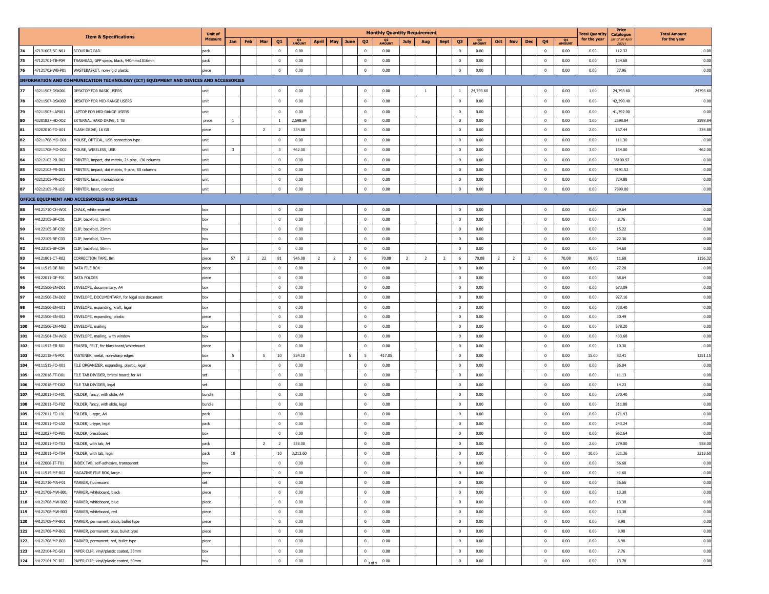| | Item & Specifications | | Unit of Measure | Monthly Quantity Requirement | | | | | | | | | | | | | | | | | | | | Total Quantity for the year | Price Catalogue (as of 30 April 2021) | Total Amount for the year |
|---|---|---|---|---|---|---|---|---|---|---|---|---|---|---|---|---|---|---|---|---|---|---|---|---|---|---|
| | | | | Jan | Feb | Mar | Q1 | Q1 AMOUNT | April | May | June | Q2 | Q2 AMOUNT | July | Aug | Sept | Q3 | Q3 AMOUNT | Oct | Nov | Dec | Q4 | Q4 AMOUNT | | | |
| 74 | 47131602-SC-N01 | SCOURING PAD | pack | | | | 0 | 0.00 | | | | 0 | 0.00 | | | | 0 | 0.00 | | | | 0 | 0.00 | 0.00 | 112.32 | 0.00 |
| 75 | 47121701-TB-P04 | TRASHBAG, GPP specs, black, 940mmx1016mm | pack | | | | 0 | 0.00 | | | | 0 | 0.00 | | | | 0 | 0.00 | | | | 0 | 0.00 | 0.00 | 134.68 | 0.00 |
| 76 | 47121702-WB-P01 | WASTEBASKET, non-rigid plastic | piece | | | | 0 | 0.00 | | | | 0 | 0.00 | | | | 0 | 0.00 | | | | 0 | 0.00 | 0.00 | 27.96 | 0.00 |
| **INFORMATION AND COMMUNICATION TECHNOLOGY (ICT) EQUIPMENT AND DEVICES AND ACCESSORIES** | | | | | | | | | | | | | | | | | | | | | | | | | | |
| 77 | 43211507-DSK001 | DESKTOP FOR BASIC USERS | unit | | | | 0 | 0.00 | | | | 0 | 0.00 | | 1 | | 1 | 24,793.60 | | | | 0 | 0.00 | 1.00 | 24,793.60 | 24793.60 |
| 78 | 43211507-DSK002 | DESKTOP FOR MID-RANGE USERS | unit | | | | 0 | 0.00 | | | | 0 | 0.00 | | | | 0 | 0.00 | | | | 0 | 0.00 | 0.00 | 42,390.40 | 0.00 |
| 79 | 43211503-LAP001 | LAPTOP FOR MID-RANGE USERS | unit | | | | 0 | 0.00 | | | | 0 | 0.00 | | | | 0 | 0.00 | | | | 0 | 0.00 | 0.00 | 41,392.00 | 0.00 |
| 80 | 43201827-HD-X02 | EXTERNAL HARD DRIVE, 1 TB | piece | 1 | | | 1 | 2,598.84 | | | | 0 | 0.00 | | | | 0 | 0.00 | | | | 0 | 0.00 | 1.00 | 2598.84 | 2598.84 |
| 81 | 43202010-FD-U01 | FLASH DRIVE, 16 GB | piece | | | 2 | 2 | 334.88 | | | | 0 | 0.00 | | | | 0 | 0.00 | | | | 0 | 0.00 | 2.00 | 167.44 | 334.88 |
| 82 | 43211708-MO-O01 | MOUSE, OPTICAL, USB connection type | unit | | | | 0 | 0.00 | | | | 0 | 0.00 | | | | 0 | 0.00 | | | | 0 | 0.00 | 0.00 | 111.30 | 0.00 |
| 83 | 43211708-MO-O02 | MOUSE, WIRELESS, USB | unit | 3 | | | 3 | 462.00 | | | | 0 | 0.00 | | | | 0 | 0.00 | | | | 0 | 0.00 | 3.00 | 154.00 | 462.00 |
| 84 | 43212102-PR-D02 | PRINTER, impact, dot matrix, 24 pins, 136 columns | unit | | | | 0 | 0.00 | | | | 0 | 0.00 | | | | 0 | 0.00 | | | | 0 | 0.00 | 0.00 | 38100.97 | 0.00 |
| 85 | 43212102-PR-D01 | PRINTER, impact, dot matrix, 9 pins, 80 columns | unit | | | | 0 | 0.00 | | | | 0 | 0.00 | | | | 0 | 0.00 | | | | 0 | 0.00 | 0.00 | 9191.52 | 0.00 |
| 86 | 43212105-PR-L01 | PRINTER, laser, monochrome | unit | | | | 0 | 0.00 | | | | 0 | 0.00 | | | | 0 | 0.00 | | | | 0 | 0.00 | 0.00 | 724.88 | 0.00 |
| 87 | 43212105-PR-L02 | PRINTER, laser, colored | unit | | | | 0 | 0.00 | | | | 0 | 0.00 | | | | 0 | 0.00 | | | | 0 | 0.00 | 0.00 | 7899.00 | 0.00 |
| **OFFICE EQUIPMENT AND ACCESSORIES AND SUPPLIES** | | | | | | | | | | | | | | | | | | | | | | | | | | |
| 88 | 44121710-CH-W01 | CHALK, white enamel | box | | | | 0 | 0.00 | | | | 0 | 0.00 | | | | 0 | 0.00 | | | | 0 | 0.00 | 0.00 | 29.64 | 0.00 |
| 89 | 44122105-BF-C01 | CLIP, backfold, 19mm | box | | | | 0 | 0.00 | | | | 0 | 0.00 | | | | 0 | 0.00 | | | | 0 | 0.00 | 0.00 | 8.76 | 0.00 |
| 90 | 44122105-BF-C02 | CLIP, backfold, 25mm | box | | | | 0 | 0.00 | | | | 0 | 0.00 | | | | 0 | 0.00 | | | | 0 | 0.00 | 0.00 | 15.22 | 0.00 |
| 91 | 44122105-BF-C03 | CLIP, backfold, 32mm | box | | | | 0 | 0.00 | | | | 0 | 0.00 | | | | 0 | 0.00 | | | | 0 | 0.00 | 0.00 | 22.36 | 0.00 |
| 92 | 44122105-BF-C04 | CLIP, backfold, 50mm | box | | | | 0 | 0.00 | | | | 0 | 0.00 | | | | 0 | 0.00 | | | | 0 | 0.00 | 0.00 | 54.60 | 0.00 |
| 93 | 44121801-CT-R02 | CORRECTION TAPE, 8m | piece | 57 | 2 | 22 | 81 | 946.08 | 2 | 2 | 2 | 6 | 70.08 | 2 | 2 | 2 | 6 | 70.08 | 2 | 2 | 2 | 6 | 70.08 | 99.00 | 11.68 | 1156.32 |
| 94 | 44111515-DF-B01 | DATA FILE BOX | piece | | | | 0 | 0.00 | | | | 0 | 0.00 | | | | 0 | 0.00 | | | | 0 | 0.00 | 0.00 | 77.20 | 0.00 |
| 95 | 44122011-DF-F01 | DATA FOLDER | piece | | | | 0 | 0.00 | | | | 0 | 0.00 | | | | 0 | 0.00 | | | | 0 | 0.00 | 0.00 | 68.64 | 0.00 |
| 96 | 44121506-EN-D01 | ENVELOPE, documentary, A4 | box | | | | 0 | 0.00 | | | | 0 | 0.00 | | | | 0 | 0.00 | | | | 0 | 0.00 | 0.00 | 673.09 | 0.00 |
| 97 | 44121506-EN-D02 | ENVELOPE, DOCUMENTARY, for legal size document | box | | | | 0 | 0.00 | | | | 0 | 0.00 | | | | 0 | 0.00 | | | | 0 | 0.00 | 0.00 | 927.16 | 0.00 |
| 98 | 44121506-EN-X01 | ENVELOPE, expanding, kraft, legal | box | | | | 0 | 0.00 | | | | 0 | 0.00 | | | | 0 | 0.00 | | | | 0 | 0.00 | 0.00 | 738.40 | 0.00 |
| 99 | 44121506-EN-X02 | ENVELOPE, expanding, plastic | piece | | | | 0 | 0.00 | | | | 0 | 0.00 | | | | 0 | 0.00 | | | | 0 | 0.00 | 0.00 | 30.49 | 0.00 |
| 100 | 44121506-EN-M02 | ENVELOPE, mailing | box | | | | 0 | 0.00 | | | | 0 | 0.00 | | | | 0 | 0.00 | | | | 0 | 0.00 | 0.00 | 378.20 | 0.00 |
| 101 | 44121504-EN-W02 | ENVELOPE, mailing, with window | box | | | | 0 | 0.00 | | | | 0 | 0.00 | | | | 0 | 0.00 | | | | 0 | 0.00 | 0.00 | 433.68 | 0.00 |
| 102 | 44111912-ER-B01 | ERASER, FELT, for blackboard/whiteboard | piece | | | | 0 | 0.00 | | | | 0 | 0.00 | | | | 0 | 0.00 | | | | 0 | 0.00 | 0.00 | 10.30 | 0.00 |
| 103 | 44122118-FA-P01 | FASTENER, metal, non-sharp edges | box | 5 | | 5 | 10 | 834.10 | | | 5 | 5 | 417.05 | | | | 0 | 0.00 | | | | 0 | 0.00 | 15.00 | 83.41 | 1251.15 |
| 104 | 44111515-FO-X01 | FILE ORGANIZER, expanding, plastic, legal | piece | | | | 0 | 0.00 | | | | 0 | 0.00 | | | | 0 | 0.00 | | | | 0 | 0.00 | 0.00 | 86.04 | 0.00 |
| 105 | 44122018-FT-D01 | FILE TAB DIVIDER, bristol board, for A4 | set | | | | 0 | 0.00 | | | | 0 | 0.00 | | | | 0 | 0.00 | | | | 0 | 0.00 | 0.00 | 11.13 | 0.00 |
| 106 | 44122018-FT-D02 | FILE TAB DIVIDER, legal | set | | | | 0 | 0.00 | | | | 0 | 0.00 | | | | 0 | 0.00 | | | | 0 | 0.00 | 0.00 | 14.23 | 0.00 |
| 107 | 44122011-FO-F01 | FOLDER, fancy, with slide, A4 | bundle | | | | 0 | 0.00 | | | | 0 | 0.00 | | | | 0 | 0.00 | | | | 0 | 0.00 | 0.00 | 270.40 | 0.00 |
| 108 | 44122011-FO-F02 | FOLDER, fancy, with slide, legal | bundle | | | | 0 | 0.00 | | | | 0 | 0.00 | | | | 0 | 0.00 | | | | 0 | 0.00 | 0.00 | 311.88 | 0.00 |
| 109 | 44122011-FO-L01 | FOLDER, L-type, A4 | pack | | | | 0 | 0.00 | | | | 0 | 0.00 | | | | 0 | 0.00 | | | | 0 | 0.00 | 0.00 | 171.43 | 0.00 |
| 110 | 44122011-FO-L02 | FOLDER, L-type, legal | pack | | | | 0 | 0.00 | | | | 0 | 0.00 | | | | 0 | 0.00 | | | | 0 | 0.00 | 0.00 | 243.24 | 0.00 |
| 111 | 44122027-FO-P01 | FOLDER, pressboard | box | | | | 0 | 0.00 | | | | 0 | 0.00 | | | | 0 | 0.00 | | | | 0 | 0.00 | 0.00 | 952.64 | 0.00 |
| 112 | 44122011-FO-T03 | FOLDER, with tab, A4 | pack | | | 2 | 2 | 558.00 | | | | 0 | 0.00 | | | | 0 | 0.00 | | | | 0 | 0.00 | 2.00 | 279.00 | 558.00 |
| 113 | 44122011-FO-T04 | FOLDER, with tab, legal | pack | 10 | | | 10 | 3,213.60 | | | | 0 | 0.00 | | | | 0 | 0.00 | | | | 0 | 0.00 | 10.00 | 321.36 | 3213.60 |
| 114 | 44122008-IT-T01 | INDEX TAB, self-adhesive, transparent | box | | | | 0 | 0.00 | | | | 0 | 0.00 | | | | 0 | 0.00 | | | | 0 | 0.00 | 0.00 | 56.68 | 0.00 |
| 115 | 44111515-MF-B02 | MAGAZINE FILE BOX, large | piece | | | | 0 | 0.00 | | | | 0 | 0.00 | | | | 0 | 0.00 | | | | 0 | 0.00 | 0.00 | 41.60 | 0.00 |
| 116 | 44121716-MA-F01 | MARKER, fluorescent | set | | | | 0 | 0.00 | | | | 0 | 0.00 | | | | 0 | 0.00 | | | | 0 | 0.00 | 0.00 | 36.66 | 0.00 |
| 117 | 44121708-MW-B01 | MARKER, whiteboard, black | piece | | | | 0 | 0.00 | | | | 0 | 0.00 | | | | 0 | 0.00 | | | | 0 | 0.00 | 0.00 | 13.38 | 0.00 |
| 118 | 44121708-MW-B02 | MARKER, whiteboard, blue | piece | | | | 0 | 0.00 | | | | 0 | 0.00 | | | | 0 | 0.00 | | | | 0 | 0.00 | 0.00 | 13.38 | 0.00 |
| 119 | 44121708-MW-B03 | MARKER, whiteboard, red | piece | | | | 0 | 0.00 | | | | 0 | 0.00 | | | | 0 | 0.00 | | | | 0 | 0.00 | 0.00 | 13.38 | 0.00 |
| 120 | 44121708-MP-B01 | MARKER, permanent, black, bullet type | piece | | | | 0 | 0.00 | | | | 0 | 0.00 | | | | 0 | 0.00 | | | | 0 | 0.00 | 0.00 | 8.98 | 0.00 |
| 121 | 44121708-MP-B02 | MARKER, permanent, blue, bullet type | piece | | | | 0 | 0.00 | | | | 0 | 0.00 | | | | 0 | 0.00 | | | | 0 | 0.00 | 0.00 | 8.98 | 0.00 |
| 122 | 44121708-MP-B03 | MARKER, permanent, red, bullet type | piece | | | | 0 | 0.00 | | | | 0 | 0.00 | | | | 0 | 0.00 | | | | 0 | 0.00 | 0.00 | 8.98 | 0.00 |
| 123 | 44122104-PC-G01 | PAPER CLIP, vinyl/plastic coated, 33mm | box | | | | 0 | 0.00 | | | | 0 | 0.00 | | | | 0 | 0.00 | | | | 0 | 0.00 | 0.00 | 7.76 | 0.00 |
| 124 | 44122104-PC-J02 | PAPER CLIP, vinyl/plastic coated, 50mm | box | | | | 0 | 0.00 | | | | 0 | 0.00 | | | | 0 | 0.00 | | | | 0 | 0.00 | 0.00 | 13.78 | 0.00 |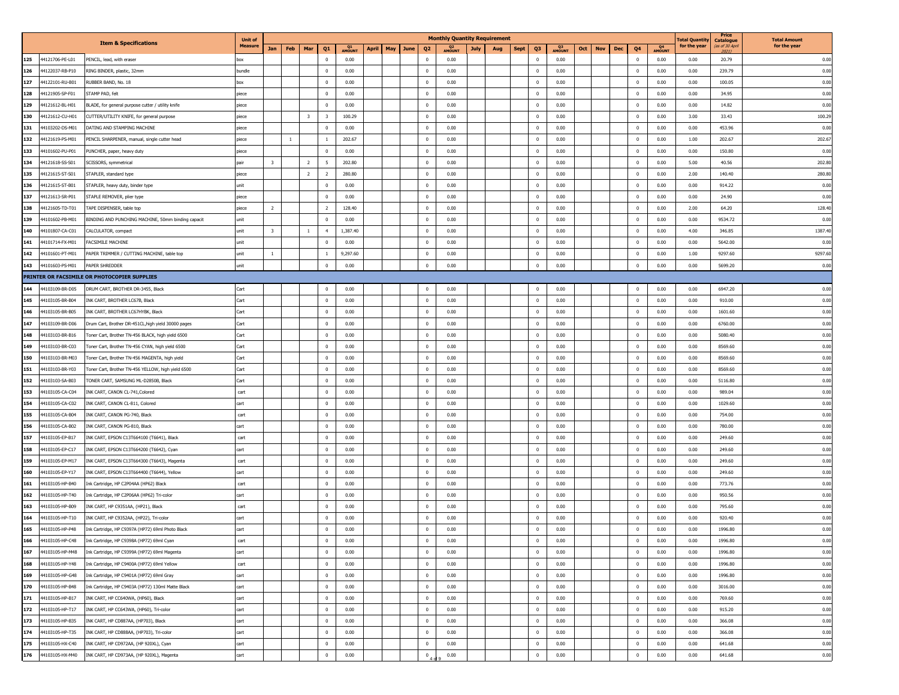| | Item & Specifications | | Unit of Measure | Monthly Quantity Requirement | | | | | | | | | | | | | | | | | | | | Total Quantity for the year | Price Catalogue (as of 30 April 2021) | Total Amount for the year |
|---|---|---|---|---|---|---|---|---|---|---|---|---|---|---|---|---|---|---|---|---|---|---|---|---|---|---|
| | | | | Jan | Feb | Mar | Q1 | Q1 AMOUNT | April | May | June | Q2 | Q2 AMOUNT | July | Aug | Sept | Q3 | Q3 AMOUNT | Oct | Nov | Dec | Q4 | Q4 AMOUNT | | | |
| 125 | 44121706-PE-L01 | PENCIL, lead, with eraser | box | | | | 0 | 0.00 | | | | 0 | 0.00 | | | | 0 | 0.00 | | | | 0 | 0.00 | 0.00 | 20.79 | 0.00 |
| 126 | 44122037-RB-P10 | RING BINDER, plastic, 32mm | bundle | | | | 0 | 0.00 | | | | 0 | 0.00 | | | | 0 | 0.00 | | | | 0 | 0.00 | 0.00 | 239.79 | 0.00 |
| 127 | 44122101-RU-B01 | RUBBER BAND, No. 18 | box | | | | 0 | 0.00 | | | | 0 | 0.00 | | | | 0 | 0.00 | | | | 0 | 0.00 | 0.00 | 100.05 | 0.00 |
| 128 | 44121905-SP-F01 | STAMP PAD, felt | piece | | | | 0 | 0.00 | | | | 0 | 0.00 | | | | 0 | 0.00 | | | | 0 | 0.00 | 0.00 | 34.95 | 0.00 |
| 129 | 44121612-BL-H01 | BLADE, for general purpose cutter / utility knife | piece | | | | 0 | 0.00 | | | | 0 | 0.00 | | | | 0 | 0.00 | | | | 0 | 0.00 | 0.00 | 14.82 | 0.00 |
| 130 | 44121612-CU-H01 | CUTTER/UTILITY KNIFE, for general purpose | piece | | | 3 | 3 | 100.29 | | | | 0 | 0.00 | | | | 0 | 0.00 | | | | 0 | 0.00 | 3.00 | 33.43 | 100.29 |
| 131 | 44103202-DS-M01 | DATING AND STAMPING MACHINE | piece | | | | 0 | 0.00 | | | | 0 | 0.00 | | | | 0 | 0.00 | | | | 0 | 0.00 | 0.00 | 453.96 | 0.00 |
| 132 | 44121619-PS-M01 | PENCIL SHARPENER, manual, single cutter head | piece | | 1 | | 1 | 202.67 | | | | 0 | 0.00 | | | | 0 | 0.00 | | | | 0 | 0.00 | 1.00 | 202.67 | 202.67 |
| 133 | 44101602-PU-P01 | PUNCHER, paper, heavy duty | piece | | | | 0 | 0.00 | | | | 0 | 0.00 | | | | 0 | 0.00 | | | | 0 | 0.00 | 0.00 | 150.80 | 0.00 |
| 134 | 44121618-SS-S01 | SCISSORS, symmetrical | pair | 3 | | 2 | 5 | 202.80 | | | | 0 | 0.00 | | | | 0 | 0.00 | | | | 0 | 0.00 | 5.00 | 40.56 | 202.80 |
| 135 | 44121615-ST-S01 | STAPLER, standard type | piece | | | 2 | 2 | 280.80 | | | | 0 | 0.00 | | | | 0 | 0.00 | | | | 0 | 0.00 | 2.00 | 140.40 | 280.80 |
| 136 | 44121615-ST-B01 | STAPLER, heavy duty, binder type | unit | | | | 0 | 0.00 | | | | 0 | 0.00 | | | | 0 | 0.00 | | | | 0 | 0.00 | 0.00 | 914.22 | 0.00 |
| 137 | 44121613-SR-P01 | STAPLE REMOVER, plier type | piece | | | | 0 | 0.00 | | | | 0 | 0.00 | | | | 0 | 0.00 | | | | 0 | 0.00 | 0.00 | 24.90 | 0.00 |
| 138 | 44121605-TD-T01 | TAPE DISPENSER, table top | piece | 2 | | | 2 | 128.40 | | | | 0 | 0.00 | | | | 0 | 0.00 | | | | 0 | 0.00 | 2.00 | 64.20 | 128.40 |
| 139 | 44101602-PB-M01 | BINDING AND PUNCHING MACHINE, 50mm binding capacit | unit | | | | 0 | 0.00 | | | | 0 | 0.00 | | | | 0 | 0.00 | | | | 0 | 0.00 | 0.00 | 9534.72 | 0.00 |
| 140 | 44101807-CA-C01 | CALCULATOR, compact | unit | 3 | | 1 | 4 | 1,387.40 | | | | 0 | 0.00 | | | | 0 | 0.00 | | | | 0 | 0.00 | 4.00 | 346.85 | 1387.40 |
| 141 | 44101714-FX-M01 | FACSIMILE MACHINE | unit | | | | 0 | 0.00 | | | | 0 | 0.00 | | | | 0 | 0.00 | | | | 0 | 0.00 | 0.00 | 5642.00 | 0.00 |
| 142 | 44101601-PT-M01 | PAPER TRIMMER / CUTTING MACHINE, table top | unit | 1 | | | 1 | 9,297.60 | | | | 0 | 0.00 | | | | 0 | 0.00 | | | | 0 | 0.00 | 1.00 | 9297.60 | 9297.60 |
| 143 | 44101603-PS-M01 | PAPER SHREDDER | unit | | | | 0 | 0.00 | | | | 0 | 0.00 | | | | 0 | 0.00 | | | | 0 | 0.00 | 0.00 | 5699.20 | 0.00 |
| **PRINTER OR FACSIMILE OR PHOTOCOPIER SUPPLIES** | | | | | | | | | | | | | | | | | | | | | | | | | | |
| 144 | 44103109-BR-D05 | DRUM CART, BROTHER DR-3455, Black | Cart | | | | 0 | 0.00 | | | | 0 | 0.00 | | | | 0 | 0.00 | | | | 0 | 0.00 | 0.00 | 6947.20 | 0.00 |
| 145 | 44103105-BR-B04 | INK CART, BROTHER LC67B, Black | Cart | | | | 0 | 0.00 | | | | 0 | 0.00 | | | | 0 | 0.00 | | | | 0 | 0.00 | 0.00 | 910.00 | 0.00 |
| 146 | 44103105-BR-B05 | INK CART, BROTHER LC67HYBK, Black | Cart | | | | 0 | 0.00 | | | | 0 | 0.00 | | | | 0 | 0.00 | | | | 0 | 0.00 | 0.00 | 1601.60 | 0.00 |
| 147 | 44103109-BR-D06 | Drum Cart, Brother DR-451CL,high yield 30000 pages | Cart | | | | 0 | 0.00 | | | | 0 | 0.00 | | | | 0 | 0.00 | | | | 0 | 0.00 | 0.00 | 6760.00 | 0.00 |
| 148 | 44103103-BR-B16 | Toner Cart, Brother TN-456 BLACK, high yield 6500 | Cart | | | | 0 | 0.00 | | | | 0 | 0.00 | | | | 0 | 0.00 | | | | 0 | 0.00 | 0.00 | 5080.40 | 0.00 |
| 149 | 44103103-BR-C03 | Toner Cart, Brother TN-456 CYAN, high yield 6500 | Cart | | | | 0 | 0.00 | | | | 0 | 0.00 | | | | 0 | 0.00 | | | | 0 | 0.00 | 0.00 | 8569.60 | 0.00 |
| 150 | 44103103-BR-M03 | Toner Cart, Brother TN-456 MAGENTA, high yield | Cart | | | | 0 | 0.00 | | | | 0 | 0.00 | | | | 0 | 0.00 | | | | 0 | 0.00 | 0.00 | 8569.60 | 0.00 |
| 151 | 44103103-BR-Y03 | Toner Cart, Brother TN-456 YELLOW, high yield 6500 | Cart | | | | 0 | 0.00 | | | | 0 | 0.00 | | | | 0 | 0.00 | | | | 0 | 0.00 | 0.00 | 8569.60 | 0.00 |
| 152 | 44103103-SA-B03 | TONER CART, SAMSUNG ML-D2850B, Black | Cart | | | | 0 | 0.00 | | | | 0 | 0.00 | | | | 0 | 0.00 | | | | 0 | 0.00 | 0.00 | 5116.80 | 0.00 |
| 153 | 44103105-CA-C04 | INK CART, CANON CL-741,Colored | cart | | | | 0 | 0.00 | | | | 0 | 0.00 | | | | 0 | 0.00 | | | | 0 | 0.00 | 0.00 | 989.04 | 0.00 |
| 154 | 44103105-CA-C02 | INK CART, CANON CL-811, Colored | cart | | | | 0 | 0.00 | | | | 0 | 0.00 | | | | 0 | 0.00 | | | | 0 | 0.00 | 0.00 | 1029.60 | 0.00 |
| 155 | 44103105-CA-B04 | INK CART, CANON PG-740, Black | cart | | | | 0 | 0.00 | | | | 0 | 0.00 | | | | 0 | 0.00 | | | | 0 | 0.00 | 0.00 | 754.00 | 0.00 |
| 156 | 44103105-CA-B02 | INK CART, CANON PG-810, Black | cart | | | | 0 | 0.00 | | | | 0 | 0.00 | | | | 0 | 0.00 | | | | 0 | 0.00 | 0.00 | 780.00 | 0.00 |
| 157 | 44103105-EP-B17 | INK CART, EPSON C13T664100 (T6641), Black | cart | | | | 0 | 0.00 | | | | 0 | 0.00 | | | | 0 | 0.00 | | | | 0 | 0.00 | 0.00 | 249.60 | 0.00 |
| 158 | 44103105-EP-C17 | INK CART, EPSON C13T664200 (T6642), Cyan | cart | | | | 0 | 0.00 | | | | 0 | 0.00 | | | | 0 | 0.00 | | | | 0 | 0.00 | 0.00 | 249.60 | 0.00 |
| 159 | 44103105-EP-M17 | INK CART, EPSON C13T664300 (T6643), Magenta | cart | | | | 0 | 0.00 | | | | 0 | 0.00 | | | | 0 | 0.00 | | | | 0 | 0.00 | 0.00 | 249.60 | 0.00 |
| 160 | 44103105-EP-Y17 | INK CART, EPSON C13T664400 (T6644), Yellow | cart | | | | 0 | 0.00 | | | | 0 | 0.00 | | | | 0 | 0.00 | | | | 0 | 0.00 | 0.00 | 249.60 | 0.00 |
| 161 | 44103105-HP-B40 | Ink Cartridge, HP C2P04AA (HP62) Black | cart | | | | 0 | 0.00 | | | | 0 | 0.00 | | | | 0 | 0.00 | | | | 0 | 0.00 | 0.00 | 773.76 | 0.00 |
| 162 | 44103105-HP-T40 | Ink Cartridge, HP C2P06AA (HP62) Tri-color | cart | | | | 0 | 0.00 | | | | 0 | 0.00 | | | | 0 | 0.00 | | | | 0 | 0.00 | 0.00 | 950.56 | 0.00 |
| 163 | 44103105-HP-B09 | INK CART, HP C9351AA, (HP21), Black | cart | | | | 0 | 0.00 | | | | 0 | 0.00 | | | | 0 | 0.00 | | | | 0 | 0.00 | 0.00 | 795.60 | 0.00 |
| 164 | 44103105-HP-T10 | INK CART, HP C9352AA, (HP22), Tri-color | cart | | | | 0 | 0.00 | | | | 0 | 0.00 | | | | 0 | 0.00 | | | | 0 | 0.00 | 0.00 | 920.40 | 0.00 |
| 165 | 44103105-HP-P48 | Ink Cartridge, HP C9397A (HP72) 69ml Photo Black | cart | | | | 0 | 0.00 | | | | 0 | 0.00 | | | | 0 | 0.00 | | | | 0 | 0.00 | 0.00 | 1996.80 | 0.00 |
| 166 | 44103105-HP-C48 | Ink Cartridge, HP C9398A (HP72) 69ml Cyan | cart | | | | 0 | 0.00 | | | | 0 | 0.00 | | | | 0 | 0.00 | | | | 0 | 0.00 | 0.00 | 1996.80 | 0.00 |
| 167 | 44103105-HP-M48 | Ink Cartridge, HP C9399A (HP72) 69ml Magenta | cart | | | | 0 | 0.00 | | | | 0 | 0.00 | | | | 0 | 0.00 | | | | 0 | 0.00 | 0.00 | 1996.80 | 0.00 |
| 168 | 44103105-HP-Y48 | Ink Cartridge, HP C9400A (HP72) 69ml Yellow | cart | | | | 0 | 0.00 | | | | 0 | 0.00 | | | | 0 | 0.00 | | | | 0 | 0.00 | 0.00 | 1996.80 | 0.00 |
| 169 | 44103105-HP-G48 | Ink Cartridge, HP C9401A (HP72) 69ml Gray | cart | | | | 0 | 0.00 | | | | 0 | 0.00 | | | | 0 | 0.00 | | | | 0 | 0.00 | 0.00 | 1996.80 | 0.00 |
| 170 | 44103105-HP-B48 | Ink Cartridge, HP C9403A (HP72) 130ml Matte Black | cart | | | | 0 | 0.00 | | | | 0 | 0.00 | | | | 0 | 0.00 | | | | 0 | 0.00 | 0.00 | 3016.00 | 0.00 |
| 171 | 44103105-HP-B17 | INK CART, HP CC640WA, (HP60), Black | cart | | | | 0 | 0.00 | | | | 0 | 0.00 | | | | 0 | 0.00 | | | | 0 | 0.00 | 0.00 | 769.60 | 0.00 |
| 172 | 44103105-HP-T17 | INK CART, HP CC643WA, (HP60), Tri-color | cart | | | | 0 | 0.00 | | | | 0 | 0.00 | | | | 0 | 0.00 | | | | 0 | 0.00 | 0.00 | 915.20 | 0.00 |
| 173 | 44103105-HP-B35 | INK CART, HP CD887AA, (HP703), Black | cart | | | | 0 | 0.00 | | | | 0 | 0.00 | | | | 0 | 0.00 | | | | 0 | 0.00 | 0.00 | 366.08 | 0.00 |
| 174 | 44103105-HP-T35 | INK CART, HP CD888AA, (HP703), Tri-color | cart | | | | 0 | 0.00 | | | | 0 | 0.00 | | | | 0 | 0.00 | | | | 0 | 0.00 | 0.00 | 366.08 | 0.00 |
| 175 | 44103105-HX-C40 | INK CART, HP CD972AA, (HP 920XL), Cyan | cart | | | | 0 | 0.00 | | | | 0 | 0.00 | | | | 0 | 0.00 | | | | 0 | 0.00 | 0.00 | 641.68 | 0.00 |
| 176 | 44103105-HX-M40 | INK CART, HP CD973AA, (HP 920XL), Magenta | cart | | | | 0 | 0.00 | | | | 0 | 0.00 | | | | 0 | 0.00 | | | | 0 | 0.00 | 0.00 | 641.68 | 0.00 |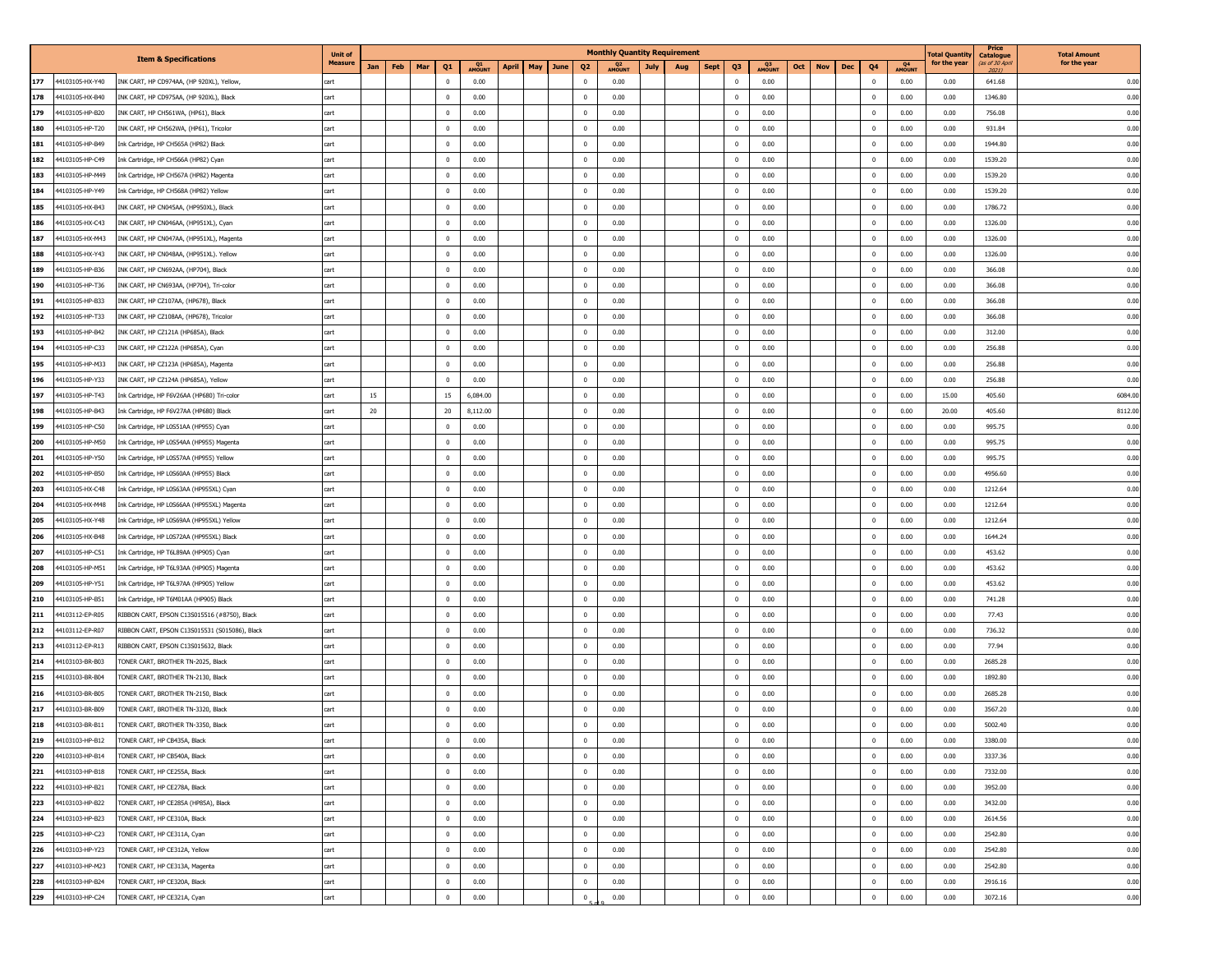| | Item & Specifications | | Unit of Measure | Monthly Quantity Requirement | | | | | | | | | | | | | | | | | | | | Total Quantity for the year | Price Catalogue (as of 30 April 2021) | Total Amount for the year |
|---|---|---|---|---|---|---|---|---|---|---|---|---|---|---|---|---|---|---|---|---|---|---|---|---|---|---|
| | | | | Jan | Feb | Mar | Q1 | Q1 AMOUNT | April | May | June | Q2 | Q2 AMOUNT | July | Aug | Sept | Q3 | Q3 AMOUNT | Oct | Nov | Dec | Q4 | Q4 AMOUNT | | | |
| 177 | 44103105-HX-Y40 | INK CART, HP CD974AA, (HP 920XL), Yellow, | cart | | | | 0 | 0.00 | | | | 0 | 0.00 | | | | 0 | 0.00 | | | | 0 | 0.00 | 0.00 | 641.68 | 0.00 |
| 178 | 44103105-HX-B40 | INK CART, HP CD975AA, (HP 920XL), Black | cart | | | | 0 | 0.00 | | | | 0 | 0.00 | | | | 0 | 0.00 | | | | 0 | 0.00 | 0.00 | 1346.80 | 0.00 |
| 179 | 44103105-HP-B20 | INK CART, HP CH561WA, (HP61), Black | cart | | | | 0 | 0.00 | | | | 0 | 0.00 | | | | 0 | 0.00 | | | | 0 | 0.00 | 0.00 | 756.08 | 0.00 |
| 180 | 44103105-HP-T20 | INK CART, HP CH562WA, (HP61), Tricolor | cart | | | | 0 | 0.00 | | | | 0 | 0.00 | | | | 0 | 0.00 | | | | 0 | 0.00 | 0.00 | 931.84 | 0.00 |
| 181 | 44103105-HP-B49 | Ink Cartridge, HP CH565A (HP82) Black | cart | | | | 0 | 0.00 | | | | 0 | 0.00 | | | | 0 | 0.00 | | | | 0 | 0.00 | 0.00 | 1944.80 | 0.00 |
| 182 | 44103105-HP-C49 | Ink Cartridge, HP CH566A (HP82) Cyan | cart | | | | 0 | 0.00 | | | | 0 | 0.00 | | | | 0 | 0.00 | | | | 0 | 0.00 | 0.00 | 1539.20 | 0.00 |
| 183 | 44103105-HP-M49 | Ink Cartridge, HP CH567A (HP82) Magenta | cart | | | | 0 | 0.00 | | | | 0 | 0.00 | | | | 0 | 0.00 | | | | 0 | 0.00 | 0.00 | 1539.20 | 0.00 |
| 184 | 44103105-HP-Y49 | Ink Cartridge, HP CH568A (HP82) Yellow | cart | | | | 0 | 0.00 | | | | 0 | 0.00 | | | | 0 | 0.00 | | | | 0 | 0.00 | 0.00 | 1539.20 | 0.00 |
| 185 | 44103105-HX-B43 | INK CART, HP CN045AA, (HP950XL), Black | cart | | | | 0 | 0.00 | | | | 0 | 0.00 | | | | 0 | 0.00 | | | | 0 | 0.00 | 0.00 | 1786.72 | 0.00 |
| 186 | 44103105-HX-C43 | INK CART, HP CN046AA, (HP951XL), Cyan | cart | | | | 0 | 0.00 | | | | 0 | 0.00 | | | | 0 | 0.00 | | | | 0 | 0.00 | 0.00 | 1326.00 | 0.00 |
| 187 | 44103105-HX-M43 | INK CART, HP CN047AA, (HP951XL), Magenta | cart | | | | 0 | 0.00 | | | | 0 | 0.00 | | | | 0 | 0.00 | | | | 0 | 0.00 | 0.00 | 1326.00 | 0.00 |
| 188 | 44103105-HX-Y43 | INK CART, HP CN048AA, (HP951XL). Yellow | cart | | | | 0 | 0.00 | | | | 0 | 0.00 | | | | 0 | 0.00 | | | | 0 | 0.00 | 0.00 | 1326.00 | 0.00 |
| 189 | 44103105-HP-B36 | INK CART, HP CN692AA, (HP704), Black | cart | | | | 0 | 0.00 | | | | 0 | 0.00 | | | | 0 | 0.00 | | | | 0 | 0.00 | 0.00 | 366.08 | 0.00 |
| 190 | 44103105-HP-T36 | INK CART, HP CN693AA, (HP704), Tri-color | cart | | | | 0 | 0.00 | | | | 0 | 0.00 | | | | 0 | 0.00 | | | | 0 | 0.00 | 0.00 | 366.08 | 0.00 |
| 191 | 44103105-HP-B33 | INK CART, HP CZ107AA, (HP678), Black | cart | | | | 0 | 0.00 | | | | 0 | 0.00 | | | | 0 | 0.00 | | | | 0 | 0.00 | 0.00 | 366.08 | 0.00 |
| 192 | 44103105-HP-T33 | INK CART, HP CZ108AA, (HP678), Tricolor | cart | | | | 0 | 0.00 | | | | 0 | 0.00 | | | | 0 | 0.00 | | | | 0 | 0.00 | 0.00 | 366.08 | 0.00 |
| 193 | 44103105-HP-B42 | INK CART, HP CZ121A (HP685A), Black | cart | | | | 0 | 0.00 | | | | 0 | 0.00 | | | | 0 | 0.00 | | | | 0 | 0.00 | 0.00 | 312.00 | 0.00 |
| 194 | 44103105-HP-C33 | INK CART, HP CZ122A (HP685A), Cyan | cart | | | | 0 | 0.00 | | | | 0 | 0.00 | | | | 0 | 0.00 | | | | 0 | 0.00 | 0.00 | 256.88 | 0.00 |
| 195 | 44103105-HP-M33 | INK CART, HP CZ123A (HP685A), Magenta | cart | | | | 0 | 0.00 | | | | 0 | 0.00 | | | | 0 | 0.00 | | | | 0 | 0.00 | 0.00 | 256.88 | 0.00 |
| 196 | 44103105-HP-Y33 | INK CART, HP CZ124A (HP685A), Yellow | cart | | | | 0 | 0.00 | | | | 0 | 0.00 | | | | 0 | 0.00 | | | | 0 | 0.00 | 0.00 | 256.88 | 0.00 |
| 197 | 44103105-HP-T43 | Ink Cartridge, HP F6V26AA (HP680) Tri-color | cart | 15 | | | 15 | 6,084.00 | | | | 0 | 0.00 | | | | 0 | 0.00 | | | | 0 | 0.00 | 15.00 | 405.60 | 6084.00 |
| 198 | 44103105-HP-B43 | Ink Cartridge, HP F6V27AA (HP680) Black | cart | 20 | | | 20 | 8,112.00 | | | | 0 | 0.00 | | | | 0 | 0.00 | | | | 0 | 0.00 | 20.00 | 405.60 | 8112.00 |
| 199 | 44103105-HP-C50 | Ink Cartridge, HP L0S51AA (HP955) Cyan | cart | | | | 0 | 0.00 | | | | 0 | 0.00 | | | | 0 | 0.00 | | | | 0 | 0.00 | 0.00 | 995.75 | 0.00 |
| 200 | 44103105-HP-M50 | Ink Cartridge, HP L0S54AA (HP955) Magenta | cart | | | | 0 | 0.00 | | | | 0 | 0.00 | | | | 0 | 0.00 | | | | 0 | 0.00 | 0.00 | 995.75 | 0.00 |
| 201 | 44103105-HP-Y50 | Ink Cartridge, HP L0S57AA (HP955) Yellow | cart | | | | 0 | 0.00 | | | | 0 | 0.00 | | | | 0 | 0.00 | | | | 0 | 0.00 | 0.00 | 995.75 | 0.00 |
| 202 | 44103105-HP-B50 | Ink Cartridge, HP L0S60AA (HP955) Black | cart | | | | 0 | 0.00 | | | | 0 | 0.00 | | | | 0 | 0.00 | | | | 0 | 0.00 | 0.00 | 4956.60 | 0.00 |
| 203 | 44103105-HX-C48 | Ink Cartridge, HP L0S63AA (HP955XL) Cyan | cart | | | | 0 | 0.00 | | | | 0 | 0.00 | | | | 0 | 0.00 | | | | 0 | 0.00 | 0.00 | 1212.64 | 0.00 |
| 204 | 44103105-HX-M48 | Ink Cartridge, HP L0S66AA (HP955XL) Magenta | cart | | | | 0 | 0.00 | | | | 0 | 0.00 | | | | 0 | 0.00 | | | | 0 | 0.00 | 0.00 | 1212.64 | 0.00 |
| 205 | 44103105-HX-Y48 | Ink Cartridge, HP L0S69AA (HP955XL) Yellow | cart | | | | 0 | 0.00 | | | | 0 | 0.00 | | | | 0 | 0.00 | | | | 0 | 0.00 | 0.00 | 1212.64 | 0.00 |
| 206 | 44103105-HX-B48 | Ink Cartridge, HP L0S72AA (HP955XL) Black | cart | | | | 0 | 0.00 | | | | 0 | 0.00 | | | | 0 | 0.00 | | | | 0 | 0.00 | 0.00 | 1644.24 | 0.00 |
| 207 | 44103105-HP-C51 | Ink Cartridge, HP T6L89AA (HP905) Cyan | cart | | | | 0 | 0.00 | | | | 0 | 0.00 | | | | 0 | 0.00 | | | | 0 | 0.00 | 0.00 | 453.62 | 0.00 |
| 208 | 44103105-HP-M51 | Ink Cartridge, HP T6L93AA (HP905) Magenta | cart | | | | 0 | 0.00 | | | | 0 | 0.00 | | | | 0 | 0.00 | | | | 0 | 0.00 | 0.00 | 453.62 | 0.00 |
| 209 | 44103105-HP-Y51 | Ink Cartridge, HP T6L97AA (HP905) Yellow | cart | | | | 0 | 0.00 | | | | 0 | 0.00 | | | | 0 | 0.00 | | | | 0 | 0.00 | 0.00 | 453.62 | 0.00 |
| 210 | 44103105-HP-B51 | Ink Cartridge, HP T6M01AA (HP905) Black | cart | | | | 0 | 0.00 | | | | 0 | 0.00 | | | | 0 | 0.00 | | | | 0 | 0.00 | 0.00 | 741.28 | 0.00 |
| 211 | 44103112-EP-R05 | RIBBON CART, EPSON C13S015516 (#8750), Black | cart | | | | 0 | 0.00 | | | | 0 | 0.00 | | | | 0 | 0.00 | | | | 0 | 0.00 | 0.00 | 77.43 | 0.00 |
| 212 | 44103112-EP-R07 | RIBBON CART, EPSON C13S015531 (S015086), Black | cart | | | | 0 | 0.00 | | | | 0 | 0.00 | | | | 0 | 0.00 | | | | 0 | 0.00 | 0.00 | 736.32 | 0.00 |
| 213 | 44103112-EP-R13 | RIBBON CART, EPSON C13S015632, Black | cart | | | | 0 | 0.00 | | | | 0 | 0.00 | | | | 0 | 0.00 | | | | 0 | 0.00 | 0.00 | 77.94 | 0.00 |
| 214 | 44103103-BR-B03 | TONER CART, BROTHER TN-2025, Black | cart | | | | 0 | 0.00 | | | | 0 | 0.00 | | | | 0 | 0.00 | | | | 0 | 0.00 | 0.00 | 2685.28 | 0.00 |
| 215 | 44103103-BR-B04 | TONER CART, BROTHER TN-2130, Black | cart | | | | 0 | 0.00 | | | | 0 | 0.00 | | | | 0 | 0.00 | | | | 0 | 0.00 | 0.00 | 1892.80 | 0.00 |
| 216 | 44103103-BR-B05 | TONER CART, BROTHER TN-2150, Black | cart | | | | 0 | 0.00 | | | | 0 | 0.00 | | | | 0 | 0.00 | | | | 0 | 0.00 | 0.00 | 2685.28 | 0.00 |
| 217 | 44103103-BR-B09 | TONER CART, BROTHER TN-3320, Black | cart | | | | 0 | 0.00 | | | | 0 | 0.00 | | | | 0 | 0.00 | | | | 0 | 0.00 | 0.00 | 3567.20 | 0.00 |
| 218 | 44103103-BR-B11 | TONER CART, BROTHER TN-3350, Black | cart | | | | 0 | 0.00 | | | | 0 | 0.00 | | | | 0 | 0.00 | | | | 0 | 0.00 | 0.00 | 5002.40 | 0.00 |
| 219 | 44103103-HP-B12 | TONER CART, HP CB435A, Black | cart | | | | 0 | 0.00 | | | | 0 | 0.00 | | | | 0 | 0.00 | | | | 0 | 0.00 | 0.00 | 3380.00 | 0.00 |
| 220 | 44103103-HP-B14 | TONER CART, HP CB540A, Black | cart | | | | 0 | 0.00 | | | | 0 | 0.00 | | | | 0 | 0.00 | | | | 0 | 0.00 | 0.00 | 3337.36 | 0.00 |
| 221 | 44103103-HP-B18 | TONER CART, HP CE255A, Black | cart | | | | 0 | 0.00 | | | | 0 | 0.00 | | | | 0 | 0.00 | | | | 0 | 0.00 | 0.00 | 7332.00 | 0.00 |
| 222 | 44103103-HP-B21 | TONER CART, HP CE278A, Black | cart | | | | 0 | 0.00 | | | | 0 | 0.00 | | | | 0 | 0.00 | | | | 0 | 0.00 | 0.00 | 3952.00 | 0.00 |
| 223 | 44103103-HP-B22 | TONER CART, HP CE285A (HP85A), Black | cart | | | | 0 | 0.00 | | | | 0 | 0.00 | | | | 0 | 0.00 | | | | 0 | 0.00 | 0.00 | 3432.00 | 0.00 |
| 224 | 44103103-HP-B23 | TONER CART, HP CE310A, Black | cart | | | | 0 | 0.00 | | | | 0 | 0.00 | | | | 0 | 0.00 | | | | 0 | 0.00 | 0.00 | 2614.56 | 0.00 |
| 225 | 44103103-HP-C23 | TONER CART, HP CE311A, Cyan | cart | | | | 0 | 0.00 | | | | 0 | 0.00 | | | | 0 | 0.00 | | | | 0 | 0.00 | 0.00 | 2542.80 | 0.00 |
| 226 | 44103103-HP-Y23 | TONER CART, HP CE312A, Yellow | cart | | | | 0 | 0.00 | | | | 0 | 0.00 | | | | 0 | 0.00 | | | | 0 | 0.00 | 0.00 | 2542.80 | 0.00 |
| 227 | 44103103-HP-M23 | TONER CART, HP CE313A, Magenta | cart | | | | 0 | 0.00 | | | | 0 | 0.00 | | | | 0 | 0.00 | | | | 0 | 0.00 | 0.00 | 2542.80 | 0.00 |
| 228 | 44103103-HP-B24 | TONER CART, HP CE320A, Black | cart | | | | 0 | 0.00 | | | | 0 | 0.00 | | | | 0 | 0.00 | | | | 0 | 0.00 | 0.00 | 2916.16 | 0.00 |
| 229 | 44103103-HP-C24 | TONER CART, HP CE321A, Cyan | cart | | | | 0 | 0.00 | | | | 0 | 0.00 | | | | 0 | 0.00 | | | | 0 | 0.00 | 0.00 | 3072.16 | 0.00 |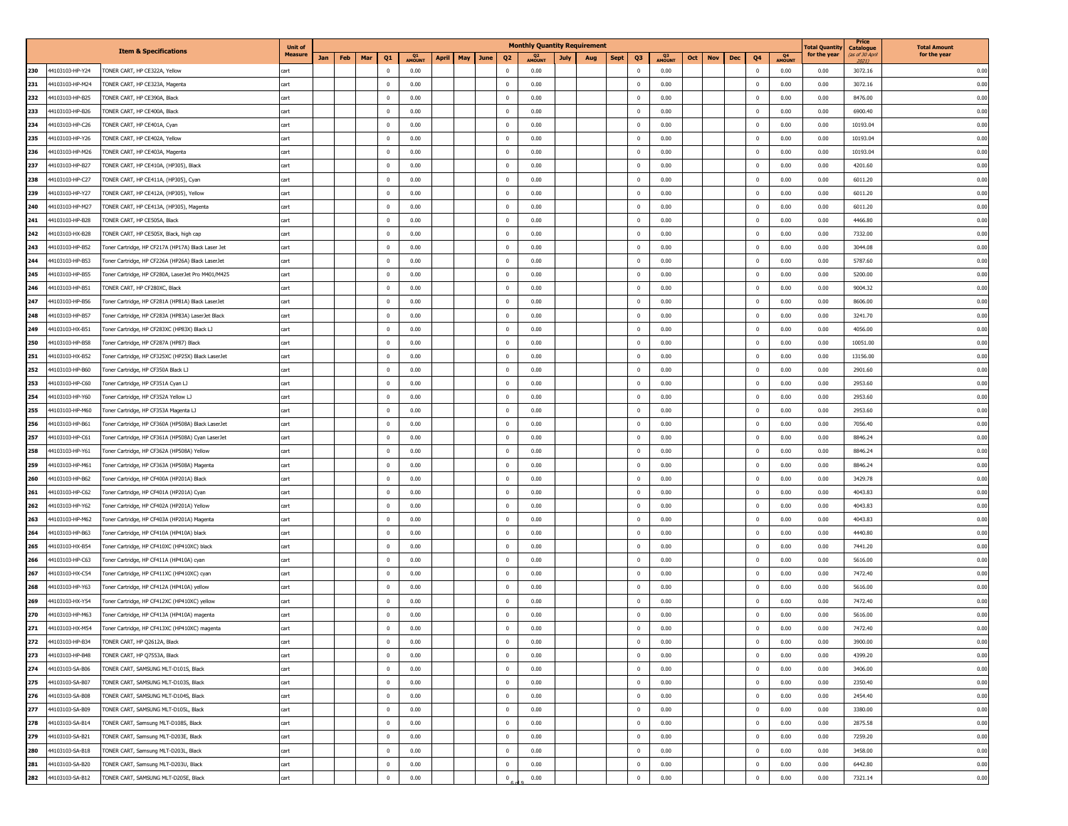| | Item & Specifications | | Unit of Measure | Monthly Quantity Requirement | | | | | | | | | | | | | | | | | | | | Total Quantity for the year | Price Catalogue (as of 30 April 2021) | Total Amount for the year |
|---|---|---|---|---|---|---|---|---|---|---|---|---|---|---|---|---|---|---|---|---|---|---|---|---|---|---|
| | | | | Jan | Feb | Mar | Q1 | Q1 AMOUNT | April | May | June | Q2 | Q2 AMOUNT | July | Aug | Sept | Q3 | Q3 AMOUNT | Oct | Nov | Dec | Q4 | Q4 AMOUNT | | | |
| 230 | 44103103-HP-Y24 | TONER CART, HP CE322A, Yellow | cart | | | | 0 | 0.00 | | | | 0 | 0.00 | | | | 0 | 0.00 | | | | 0 | 0.00 | 0.00 | 3072.16 | 0.00 |
| 231 | 44103103-HP-M24 | TONER CART, HP CE323A, Magenta | cart | | | | 0 | 0.00 | | | | 0 | 0.00 | | | | 0 | 0.00 | | | | 0 | 0.00 | 0.00 | 3072.16 | 0.00 |
| 232 | 44103103-HP-B25 | TONER CART, HP CE390A, Black | cart | | | | 0 | 0.00 | | | | 0 | 0.00 | | | | 0 | 0.00 | | | | 0 | 0.00 | 0.00 | 8476.00 | 0.00 |
| 233 | 44103103-HP-B26 | TONER CART, HP CE400A, Black | cart | | | | 0 | 0.00 | | | | 0 | 0.00 | | | | 0 | 0.00 | | | | 0 | 0.00 | 0.00 | 6900.40 | 0.00 |
| 234 | 44103103-HP-C26 | TONER CART, HP CE401A, Cyan | cart | | | | 0 | 0.00 | | | | 0 | 0.00 | | | | 0 | 0.00 | | | | 0 | 0.00 | 0.00 | 10193.04 | 0.00 |
| 235 | 44103103-HP-Y26 | TONER CART, HP CE402A, Yellow | cart | | | | 0 | 0.00 | | | | 0 | 0.00 | | | | 0 | 0.00 | | | | 0 | 0.00 | 0.00 | 10193.04 | 0.00 |
| 236 | 44103103-HP-M26 | TONER CART, HP CE403A, Magenta | cart | | | | 0 | 0.00 | | | | 0 | 0.00 | | | | 0 | 0.00 | | | | 0 | 0.00 | 0.00 | 10193.04 | 0.00 |
| 237 | 44103103-HP-B27 | TONER CART, HP CE410A, (HP305), Black | cart | | | | 0 | 0.00 | | | | 0 | 0.00 | | | | 0 | 0.00 | | | | 0 | 0.00 | 0.00 | 4201.60 | 0.00 |
| 238 | 44103103-HP-C27 | TONER CART, HP CE411A, (HP305), Cyan | cart | | | | 0 | 0.00 | | | | 0 | 0.00 | | | | 0 | 0.00 | | | | 0 | 0.00 | 0.00 | 6011.20 | 0.00 |
| 239 | 44103103-HP-Y27 | TONER CART, HP CE412A, (HP305), Yellow | cart | | | | 0 | 0.00 | | | | 0 | 0.00 | | | | 0 | 0.00 | | | | 0 | 0.00 | 0.00 | 6011.20 | 0.00 |
| 240 | 44103103-HP-M27 | TONER CART, HP CE413A, (HP305), Magenta | cart | | | | 0 | 0.00 | | | | 0 | 0.00 | | | | 0 | 0.00 | | | | 0 | 0.00 | 0.00 | 6011.20 | 0.00 |
| 241 | 44103103-HP-B28 | TONER CART, HP CE505A, Black | cart | | | | 0 | 0.00 | | | | 0 | 0.00 | | | | 0 | 0.00 | | | | 0 | 0.00 | 0.00 | 4466.80 | 0.00 |
| 242 | 44103103-HX-B28 | TONER CART, HP CE505X, Black, high cap | cart | | | | 0 | 0.00 | | | | 0 | 0.00 | | | | 0 | 0.00 | | | | 0 | 0.00 | 0.00 | 7332.00 | 0.00 |
| 243 | 44103103-HP-B52 | Toner Cartridge, HP CF217A (HP17A) Black Laser Jet | cart | | | | 0 | 0.00 | | | | 0 | 0.00 | | | | 0 | 0.00 | | | | 0 | 0.00 | 0.00 | 3044.08 | 0.00 |
| 244 | 44103103-HP-B53 | Toner Cartridge, HP CF226A (HP26A) Black LaserJet | cart | | | | 0 | 0.00 | | | | 0 | 0.00 | | | | 0 | 0.00 | | | | 0 | 0.00 | 0.00 | 5787.60 | 0.00 |
| 245 | 44103103-HP-B55 | Toner Cartridge, HP CF280A, LaserJet Pro M401/M425 | cart | | | | 0 | 0.00 | | | | 0 | 0.00 | | | | 0 | 0.00 | | | | 0 | 0.00 | 0.00 | 5200.00 | 0.00 |
| 246 | 44103103-HP-B51 | TONER CART, HP CF280XC, Black | cart | | | | 0 | 0.00 | | | | 0 | 0.00 | | | | 0 | 0.00 | | | | 0 | 0.00 | 0.00 | 9004.32 | 0.00 |
| 247 | 44103103-HP-B56 | Toner Cartridge, HP CF281A (HP81A) Black LaserJet | cart | | | | 0 | 0.00 | | | | 0 | 0.00 | | | | 0 | 0.00 | | | | 0 | 0.00 | 0.00 | 8606.00 | 0.00 |
| 248 | 44103103-HP-B57 | Toner Cartridge, HP CF283A (HP83A) LaserJet Black | cart | | | | 0 | 0.00 | | | | 0 | 0.00 | | | | 0 | 0.00 | | | | 0 | 0.00 | 0.00 | 3241.70 | 0.00 |
| 249 | 44103103-HX-B51 | Toner Cartridge, HP CF283XC (HP83X) Black LJ | cart | | | | 0 | 0.00 | | | | 0 | 0.00 | | | | 0 | 0.00 | | | | 0 | 0.00 | 0.00 | 4056.00 | 0.00 |
| 250 | 44103103-HP-B58 | Toner Cartridge, HP CF287A (HP87) Black | cart | | | | 0 | 0.00 | | | | 0 | 0.00 | | | | 0 | 0.00 | | | | 0 | 0.00 | 0.00 | 10051.00 | 0.00 |
| 251 | 44103103-HX-B52 | Toner Cartridge, HP CF325XC (HP25X) Black LaserJet | cart | | | | 0 | 0.00 | | | | 0 | 0.00 | | | | 0 | 0.00 | | | | 0 | 0.00 | 0.00 | 13156.00 | 0.00 |
| 252 | 44103103-HP-B60 | Toner Cartridge, HP CF350A Black LJ | cart | | | | 0 | 0.00 | | | | 0 | 0.00 | | | | 0 | 0.00 | | | | 0 | 0.00 | 0.00 | 2901.60 | 0.00 |
| 253 | 44103103-HP-C60 | Toner Cartridge, HP CF351A Cyan LJ | cart | | | | 0 | 0.00 | | | | 0 | 0.00 | | | | 0 | 0.00 | | | | 0 | 0.00 | 0.00 | 2953.60 | 0.00 |
| 254 | 44103103-HP-Y60 | Toner Cartridge, HP CF352A Yellow LJ | cart | | | | 0 | 0.00 | | | | 0 | 0.00 | | | | 0 | 0.00 | | | | 0 | 0.00 | 0.00 | 2953.60 | 0.00 |
| 255 | 44103103-HP-M60 | Toner Cartridge, HP CF353A Magenta LJ | cart | | | | 0 | 0.00 | | | | 0 | 0.00 | | | | 0 | 0.00 | | | | 0 | 0.00 | 0.00 | 2953.60 | 0.00 |
| 256 | 44103103-HP-B61 | Toner Cartridge, HP CF360A (HP508A) Black LaserJet | cart | | | | 0 | 0.00 | | | | 0 | 0.00 | | | | 0 | 0.00 | | | | 0 | 0.00 | 0.00 | 7056.40 | 0.00 |
| 257 | 44103103-HP-C61 | Toner Cartridge, HP CF361A (HP508A) Cyan LaserJet | cart | | | | 0 | 0.00 | | | | 0 | 0.00 | | | | 0 | 0.00 | | | | 0 | 0.00 | 0.00 | 8846.24 | 0.00 |
| 258 | 44103103-HP-Y61 | Toner Cartridge, HP CF362A (HP508A) Yellow | cart | | | | 0 | 0.00 | | | | 0 | 0.00 | | | | 0 | 0.00 | | | | 0 | 0.00 | 0.00 | 8846.24 | 0.00 |
| 259 | 44103103-HP-M61 | Toner Cartridge, HP CF363A (HP508A) Magenta | cart | | | | 0 | 0.00 | | | | 0 | 0.00 | | | | 0 | 0.00 | | | | 0 | 0.00 | 0.00 | 8846.24 | 0.00 |
| 260 | 44103103-HP-B62 | Toner Cartridge, HP CF400A (HP201A) Black | cart | | | | 0 | 0.00 | | | | 0 | 0.00 | | | | 0 | 0.00 | | | | 0 | 0.00 | 0.00 | 3429.78 | 0.00 |
| 261 | 44103103-HP-C62 | Toner Cartridge, HP CF401A (HP201A) Cyan | cart | | | | 0 | 0.00 | | | | 0 | 0.00 | | | | 0 | 0.00 | | | | 0 | 0.00 | 0.00 | 4043.83 | 0.00 |
| 262 | 44103103-HP-Y62 | Toner Cartridge, HP CF402A (HP201A) Yellow | cart | | | | 0 | 0.00 | | | | 0 | 0.00 | | | | 0 | 0.00 | | | | 0 | 0.00 | 0.00 | 4043.83 | 0.00 |
| 263 | 44103103-HP-M62 | Toner Cartridge, HP CF403A (HP201A) Magenta | cart | | | | 0 | 0.00 | | | | 0 | 0.00 | | | | 0 | 0.00 | | | | 0 | 0.00 | 0.00 | 4043.83 | 0.00 |
| 264 | 44103103-HP-B63 | Toner Cartridge, HP CF410A (HP410A) black | cart | | | | 0 | 0.00 | | | | 0 | 0.00 | | | | 0 | 0.00 | | | | 0 | 0.00 | 0.00 | 4440.80 | 0.00 |
| 265 | 44103103-HX-B54 | Toner Cartridge, HP CF410XC (HP410XC) black | cart | | | | 0 | 0.00 | | | | 0 | 0.00 | | | | 0 | 0.00 | | | | 0 | 0.00 | 0.00 | 7441.20 | 0.00 |
| 266 | 44103103-HP-C63 | Toner Cartridge, HP CF411A (HP410A) cyan | cart | | | | 0 | 0.00 | | | | 0 | 0.00 | | | | 0 | 0.00 | | | | 0 | 0.00 | 0.00 | 5616.00 | 0.00 |
| 267 | 44103103-HX-C54 | Toner Cartridge, HP CF411XC (HP410XC) cyan | cart | | | | 0 | 0.00 | | | | 0 | 0.00 | | | | 0 | 0.00 | | | | 0 | 0.00 | 0.00 | 7472.40 | 0.00 |
| 268 | 44103103-HP-Y63 | Toner Cartridge, HP CF412A (HP410A) yellow | cart | | | | 0 | 0.00 | | | | 0 | 0.00 | | | | 0 | 0.00 | | | | 0 | 0.00 | 0.00 | 5616.00 | 0.00 |
| 269 | 44103103-HX-Y54 | Toner Cartridge, HP CF412XC (HP410XC) yellow | cart | | | | 0 | 0.00 | | | | 0 | 0.00 | | | | 0 | 0.00 | | | | 0 | 0.00 | 0.00 | 7472.40 | 0.00 |
| 270 | 44103103-HP-M63 | Toner Cartridge, HP CF413A (HP410A) magenta | cart | | | | 0 | 0.00 | | | | 0 | 0.00 | | | | 0 | 0.00 | | | | 0 | 0.00 | 0.00 | 5616.00 | 0.00 |
| 271 | 44103103-HX-M54 | Toner Cartridge, HP CF413XC (HP410XC) magenta | cart | | | | 0 | 0.00 | | | | 0 | 0.00 | | | | 0 | 0.00 | | | | 0 | 0.00 | 0.00 | 7472.40 | 0.00 |
| 272 | 44103103-HP-B34 | TONER CART, HP Q2612A, Black | cart | | | | 0 | 0.00 | | | | 0 | 0.00 | | | | 0 | 0.00 | | | | 0 | 0.00 | 0.00 | 3900.00 | 0.00 |
| 273 | 44103103-HP-B48 | TONER CART, HP Q7553A, Black | cart | | | | 0 | 0.00 | | | | 0 | 0.00 | | | | 0 | 0.00 | | | | 0 | 0.00 | 0.00 | 4399.20 | 0.00 |
| 274 | 44103103-SA-B06 | TONER CART, SAMSUNG MLT-D101S, Black | cart | | | | 0 | 0.00 | | | | 0 | 0.00 | | | | 0 | 0.00 | | | | 0 | 0.00 | 0.00 | 3406.00 | 0.00 |
| 275 | 44103103-SA-B07 | TONER CART, SAMSUNG MLT-D103S, Black | cart | | | | 0 | 0.00 | | | | 0 | 0.00 | | | | 0 | 0.00 | | | | 0 | 0.00 | 0.00 | 2350.40 | 0.00 |
| 276 | 44103103-SA-B08 | TONER CART, SAMSUNG MLT-D104S, Black | cart | | | | 0 | 0.00 | | | | 0 | 0.00 | | | | 0 | 0.00 | | | | 0 | 0.00 | 0.00 | 2454.40 | 0.00 |
| 277 | 44103103-SA-B09 | TONER CART, SAMSUNG MLT-D105L, Black | cart | | | | 0 | 0.00 | | | | 0 | 0.00 | | | | 0 | 0.00 | | | | 0 | 0.00 | 0.00 | 3380.00 | 0.00 |
| 278 | 44103103-SA-B14 | TONER CART, Samsung MLT-D108S, Black | cart | | | | 0 | 0.00 | | | | 0 | 0.00 | | | | 0 | 0.00 | | | | 0 | 0.00 | 0.00 | 2875.58 | 0.00 |
| 279 | 44103103-SA-B21 | TONER CART, Samsung MLT-D203E, Black | cart | | | | 0 | 0.00 | | | | 0 | 0.00 | | | | 0 | 0.00 | | | | 0 | 0.00 | 0.00 | 7259.20 | 0.00 |
| 280 | 44103103-SA-B18 | TONER CART, Samsung MLT-D203L, Black | cart | | | | 0 | 0.00 | | | | 0 | 0.00 | | | | 0 | 0.00 | | | | 0 | 0.00 | 0.00 | 3458.00 | 0.00 |
| 281 | 44103103-SA-B20 | TONER CART, Samsung MLT-D203U, Black | cart | | | | 0 | 0.00 | | | | 0 | 0.00 | | | | 0 | 0.00 | | | | 0 | 0.00 | 0.00 | 6442.80 | 0.00 |
| 282 | 44103103-SA-B12 | TONER CART, SAMSUNG MLT-D205E, Black | cart | | | | 0 | 0.00 | | | | 0 | 0.00 | | | | 0 | 0.00 | | | | 0 | 0.00 | 0.00 | 7321.14 | 0.00 |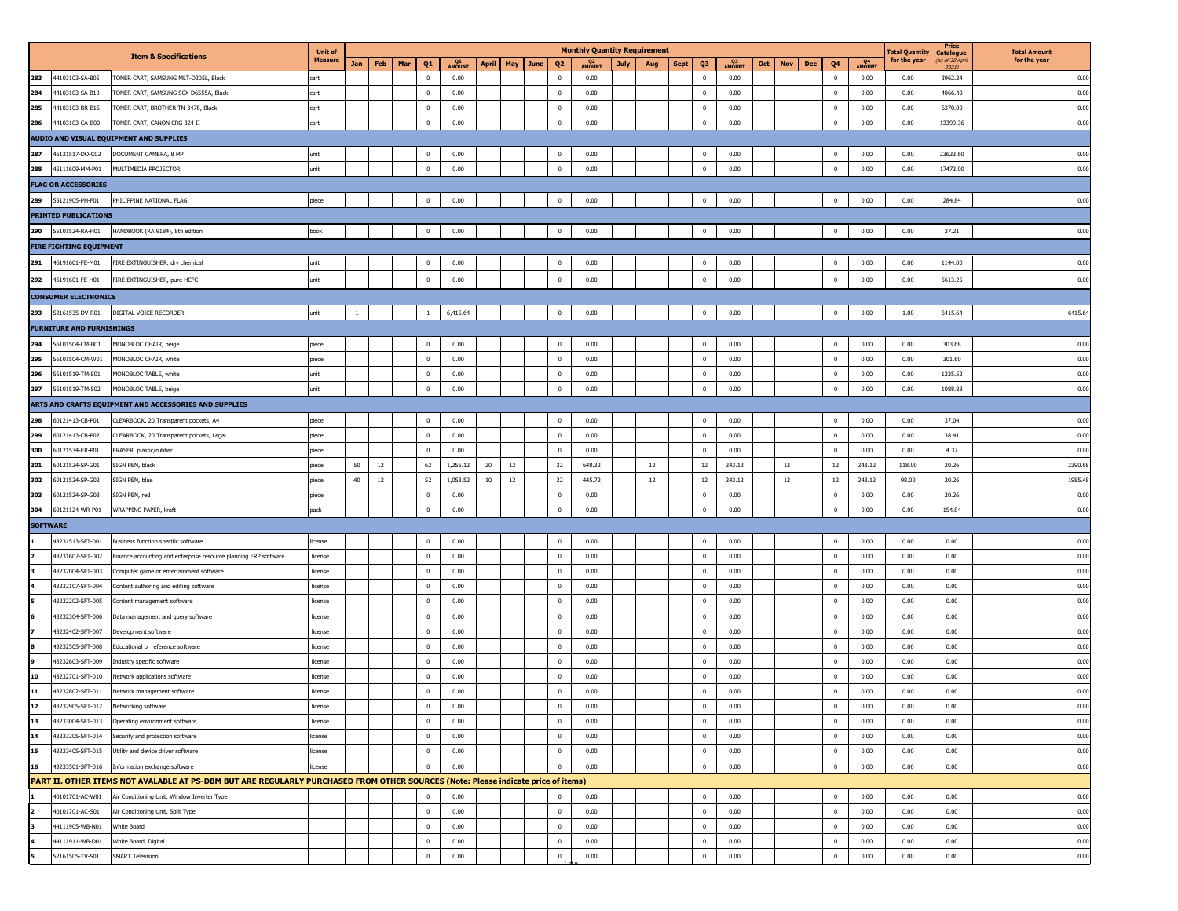| | Item & Specifications | | Unit of Measure | Monthly Quantity Requirement | | | | | | | | | | | | | | | | | | | | Total Quantity for the year | Price Catalogue (as of 30 April 2021) | Total Amount for the year |
|---|---|---|---|---|---|---|---|---|---|---|---|---|---|---|---|---|---|---|---|---|---|---|---|---|---|---|
| | | | | Jan | Feb | Mar | Q1 | Q1 AMOUNT | April | May | June | Q2 | Q2 AMOUNT | July | Aug | Sept | Q3 | Q3 AMOUNT | Oct | Nov | Dec | Q4 | Q4 AMOUNT | | | |
| 283 | 44103103-SA-B05 | TONER CART, SAMSUNG MLT-D205L, Black | cart | | | | 0 | 0.00 | | | | 0 | 0.00 | | | | 0 | 0.00 | | | | 0 | 0.00 | 0.00 | 3962.24 | 0.00 |
| 284 | 44103103-SA-B10 | TONER CART, SAMSUNG SCX-D6555A, Black | cart | | | | 0 | 0.00 | | | | 0 | 0.00 | | | | 0 | 0.00 | | | | 0 | 0.00 | 0.00 | 4066.40 | 0.00 |
| 285 | 44103103-BR-B15 | TONER CART, BROTHER TN-3478, Black | cart | | | | 0 | 0.00 | | | | 0 | 0.00 | | | | 0 | 0.00 | | | | 0 | 0.00 | 0.00 | 6370.00 | 0.00 |
| 286 | 44103103-CA-B00 | TONER CART, CANON CRG 324 II | cart | | | | 0 | 0.00 | | | | 0 | 0.00 | | | | 0 | 0.00 | | | | 0 | 0.00 | 0.00 | 13399.36 | 0.00 |
| **AUDIO AND VISUAL EQUIPMENT AND SUPPLIES** | | | | | | | | | | | | | | | | | | | | | | | | | | |
| 287 | 45121517-DO-C02 | DOCUMENT CAMERA, 8 MP | unit | | | | 0 | 0.00 | | | | 0 | 0.00 | | | | 0 | 0.00 | | | | 0 | 0.00 | 0.00 | 23623.60 | 0.00 |
| 288 | 45111609-MM-P01 | MULTIMEDIA PROJECTOR | unit | | | | 0 | 0.00 | | | | 0 | 0.00 | | | | 0 | 0.00 | | | | 0 | 0.00 | 0.00 | 17472.00 | 0.00 |
| **FLAG OR ACCESSORIES** | | | | | | | | | | | | | | | | | | | | | | | | | | |
| 289 | 55121905-PH-F01 | PHILIPPINE NATIONAL FLAG | piece | | | | 0 | 0.00 | | | | 0 | 0.00 | | | | 0 | 0.00 | | | | 0 | 0.00 | 0.00 | 284.84 | 0.00 |
| **PRINTED PUBLICATIONS** | | | | | | | | | | | | | | | | | | | | | | | | | | |
| 290 | 55101524-RA-H01 | HANDBOOK (RA 9184), 8th edition | book | | | | 0 | 0.00 | | | | 0 | 0.00 | | | | 0 | 0.00 | | | | 0 | 0.00 | 0.00 | 37.21 | 0.00 |
| **FIRE FIGHTING EQUIPMENT** | | | | | | | | | | | | | | | | | | | | | | | | | | |
| 291 | 46191601-FE-M01 | FIRE EXTINGUISHER, dry chemical | unit | | | | 0 | 0.00 | | | | 0 | 0.00 | | | | 0 | 0.00 | | | | 0 | 0.00 | 0.00 | 1144.00 | 0.00 |
| 292 | 46191601-FE-H01 | FIRE EXTINGUISHER, pure HCFC | unit | | | | 0 | 0.00 | | | | 0 | 0.00 | | | | 0 | 0.00 | | | | 0 | 0.00 | 0.00 | 5613.25 | 0.00 |
| **CONSUMER ELECTRONICS** | | | | | | | | | | | | | | | | | | | | | | | | | | |
| 293 | 52161535-DV-R01 | DIGITAL VOICE RECORDER | unit | 1 | | | 1 | 6,415.64 | | | | 0 | 0.00 | | | | 0 | 0.00 | | | | 0 | 0.00 | 1.00 | 6415.64 | 6415.64 |
| **FURNITURE AND FURNISHINGS** | | | | | | | | | | | | | | | | | | | | | | | | | | |
| 294 | 56101504-CM-B01 | MONOBLOC CHAIR, beige | piece | | | | 0 | 0.00 | | | | 0 | 0.00 | | | | 0 | 0.00 | | | | 0 | 0.00 | 0.00 | 303.68 | 0.00 |
| 295 | 56101504-CM-W01 | MONOBLOC CHAIR, white | piece | | | | 0 | 0.00 | | | | 0 | 0.00 | | | | 0 | 0.00 | | | | 0 | 0.00 | 0.00 | 301.60 | 0.00 |
| 296 | 56101519-TM-S01 | MONOBLOC TABLE, white | unit | | | | 0 | 0.00 | | | | 0 | 0.00 | | | | 0 | 0.00 | | | | 0 | 0.00 | 0.00 | 1235.52 | 0.00 |
| 297 | 56101519-TM-S02 | MONOBLOC TABLE, beige | unit | | | | 0 | 0.00 | | | | 0 | 0.00 | | | | 0 | 0.00 | | | | 0 | 0.00 | 0.00 | 1088.88 | 0.00 |
| **ARTS AND CRAFTS EQUIPMENT AND ACCESSORIES AND SUPPLIES** | | | | | | | | | | | | | | | | | | | | | | | | | | |
| 298 | 60121413-CB-P01 | CLEARBOOK, 20 Transparent pockets, A4 | piece | | | | 0 | 0.00 | | | | 0 | 0.00 | | | | 0 | 0.00 | | | | 0 | 0.00 | 0.00 | 37.04 | 0.00 |
| 299 | 60121413-CB-P02 | CLEARBOOK, 20 Transparent pockets, Legal | piece | | | | 0 | 0.00 | | | | 0 | 0.00 | | | | 0 | 0.00 | | | | 0 | 0.00 | 0.00 | 38.41 | 0.00 |
| 300 | 60121534-ER-P01 | ERASER, plastic/rubber | piece | | | | 0 | 0.00 | | | | 0 | 0.00 | | | | 0 | 0.00 | | | | 0 | 0.00 | 0.00 | 4.37 | 0.00 |
| 301 | 60121524-SP-G01 | SIGN PEN, black | piece | 50 | 12 | | 62 | 1,256.12 | 20 | 12 | | 32 | 648.32 | | 12 | | 12 | 243.12 | | 12 | | 12 | 243.12 | 118.00 | 20.26 | 2390.68 |
| 302 | 60121524-SP-G02 | SIGN PEN, blue | piece | 40 | 12 | | 52 | 1,053.52 | 10 | 12 | | 22 | 445.72 | | 12 | | 12 | 243.12 | | 12 | | 12 | 243.12 | 98.00 | 20.26 | 1985.48 |
| 303 | 60121524-SP-G03 | SIGN PEN, red | piece | | | | 0 | 0.00 | | | | 0 | 0.00 | | | | 0 | 0.00 | | | | 0 | 0.00 | 0.00 | 20.26 | 0.00 |
| 304 | 60121124-WR-P01 | WRAPPING PAPER, kraft | pack | | | | 0 | 0.00 | | | | 0 | 0.00 | | | | 0 | 0.00 | | | | 0 | 0.00 | 0.00 | 154.84 | 0.00 |
| **SOFTWARE** | | | | | | | | | | | | | | | | | | | | | | | | | | |
| 1 | 43231513-SFT-001 | Business function specific software | license | | | | 0 | 0.00 | | | | 0 | 0.00 | | | | 0 | 0.00 | | | | 0 | 0.00 | 0.00 | 0.00 | 0.00 |
| 2 | 43231602-SFT-002 | Finance accounting and enterprise resource planning ERP software | license | | | | 0 | 0.00 | | | | 0 | 0.00 | | | | 0 | 0.00 | | | | 0 | 0.00 | 0.00 | 0.00 | 0.00 |
| 3 | 43232004-SFT-003 | Computer game or entertainment software | license | | | | 0 | 0.00 | | | | 0 | 0.00 | | | | 0 | 0.00 | | | | 0 | 0.00 | 0.00 | 0.00 | 0.00 |
| 4 | 43232107-SFT-004 | Content authoring and editing software | license | | | | 0 | 0.00 | | | | 0 | 0.00 | | | | 0 | 0.00 | | | | 0 | 0.00 | 0.00 | 0.00 | 0.00 |
| 5 | 43232202-SFT-005 | Content management software | license | | | | 0 | 0.00 | | | | 0 | 0.00 | | | | 0 | 0.00 | | | | 0 | 0.00 | 0.00 | 0.00 | 0.00 |
| 6 | 43232304-SFT-006 | Data management and query software | license | | | | 0 | 0.00 | | | | 0 | 0.00 | | | | 0 | 0.00 | | | | 0 | 0.00 | 0.00 | 0.00 | 0.00 |
| 7 | 43232402-SFT-007 | Development software | license | | | | 0 | 0.00 | | | | 0 | 0.00 | | | | 0 | 0.00 | | | | 0 | 0.00 | 0.00 | 0.00 | 0.00 |
| 8 | 43232505-SFT-008 | Educational or reference software | license | | | | 0 | 0.00 | | | | 0 | 0.00 | | | | 0 | 0.00 | | | | 0 | 0.00 | 0.00 | 0.00 | 0.00 |
| 9 | 43232603-SFT-009 | Industry specific software | license | | | | 0 | 0.00 | | | | 0 | 0.00 | | | | 0 | 0.00 | | | | 0 | 0.00 | 0.00 | 0.00 | 0.00 |
| 10 | 43232701-SFT-010 | Network applications software | license | | | | 0 | 0.00 | | | | 0 | 0.00 | | | | 0 | 0.00 | | | | 0 | 0.00 | 0.00 | 0.00 | 0.00 |
| 11 | 43232802-SFT-011 | Network management software | license | | | | 0 | 0.00 | | | | 0 | 0.00 | | | | 0 | 0.00 | | | | 0 | 0.00 | 0.00 | 0.00 | 0.00 |
| 12 | 43232905-SFT-012 | Networking software | license | | | | 0 | 0.00 | | | | 0 | 0.00 | | | | 0 | 0.00 | | | | 0 | 0.00 | 0.00 | 0.00 | 0.00 |
| 13 | 43233004-SFT-013 | Operating environment software | license | | | | 0 | 0.00 | | | | 0 | 0.00 | | | | 0 | 0.00 | | | | 0 | 0.00 | 0.00 | 0.00 | 0.00 |
| 14 | 43233205-SFT-014 | Security and protection software | license | | | | 0 | 0.00 | | | | 0 | 0.00 | | | | 0 | 0.00 | | | | 0 | 0.00 | 0.00 | 0.00 | 0.00 |
| 15 | 43233405-SFT-015 | Utility and device driver software | license | | | | 0 | 0.00 | | | | 0 | 0.00 | | | | 0 | 0.00 | | | | 0 | 0.00 | 0.00 | 0.00 | 0.00 |
| 16 | 43233501-SFT-016 | Information exchange software | license | | | | 0 | 0.00 | | | | 0 | 0.00 | | | | 0 | 0.00 | | | | 0 | 0.00 | 0.00 | 0.00 | 0.00 |
| **PART II. OTHER ITEMS NOT AVALABLE AT PS-DBM BUT ARE REGULARLY PURCHASED FROM OTHER SOURCES (Note: Please indicate price of items)** | | | | | | | | | | | | | | | | | | | | | | | | | | |
| 1 | 40101701-AC-W01 | Air Conditioning Unit, Window Inverter Type | | | | | 0 | 0.00 | | | | 0 | 0.00 | | | | 0 | 0.00 | | | | 0 | 0.00 | 0.00 | 0.00 | 0.00 |
| 2 | 40101701-AC-S01 | Air Conditioning Unit, Split Type | | | | | 0 | 0.00 | | | | 0 | 0.00 | | | | 0 | 0.00 | | | | 0 | 0.00 | 0.00 | 0.00 | 0.00 |
| 3 | 44111905-WB-N01 | White Board | | | | | 0 | 0.00 | | | | 0 | 0.00 | | | | 0 | 0.00 | | | | 0 | 0.00 | 0.00 | 0.00 | 0.00 |
| 4 | 44111911-WB-D01 | White Board, Digital | | | | | 0 | 0.00 | | | | 0 | 0.00 | | | | 0 | 0.00 | | | | 0 | 0.00 | 0.00 | 0.00 | 0.00 |
| 5 | 52161505-TV-S01 | SMART Television | | | | | 0 | 0.00 | | | | 0 | 0.00 | | | | 0 | 0.00 | | | | 0 | 0.00 | 0.00 | 0.00 | 0.00 |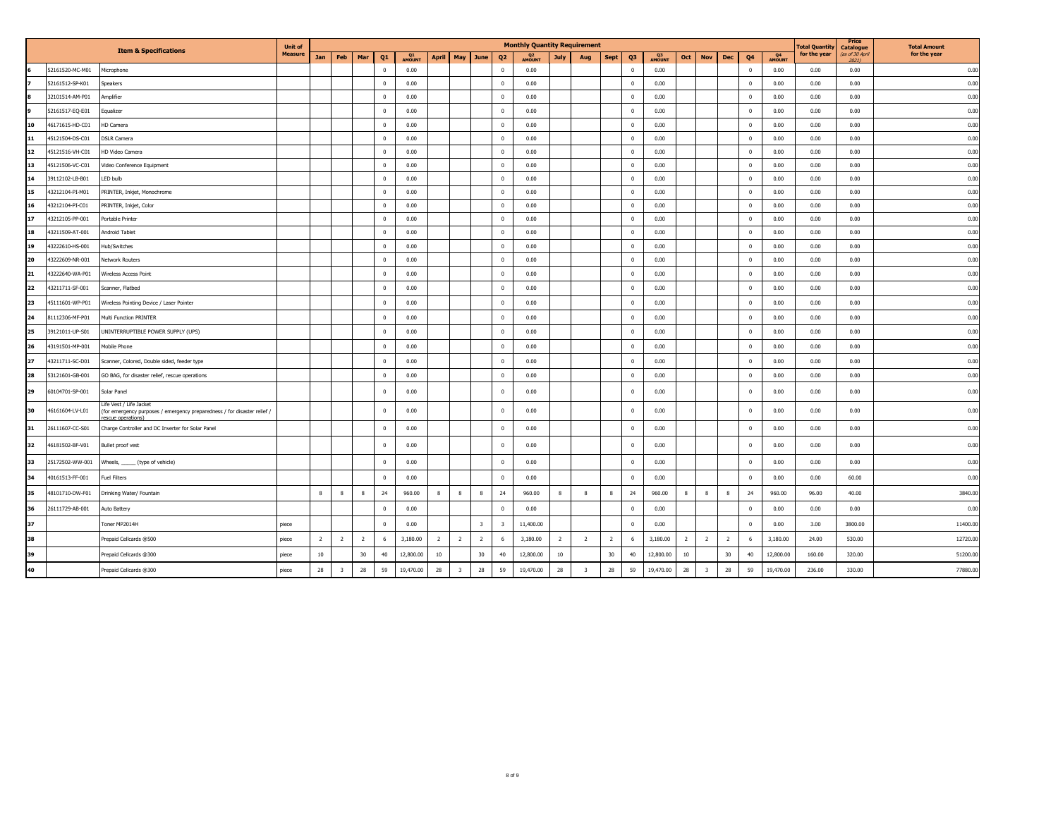| Item & Specifications | | | Unit of Measure | Monthly Quantity Requirement | | | | | | | | | | | | | | | | | | | | Total Quantity for the year | Price Catalogue (as of 30 April 2021) | Total Amount for the year |
|---|---|---|---|---|---|---|---|---|---|---|---|---|---|---|---|---|---|---|---|---|---|---|---|---|---|---|
| | | | | Jan | Feb | Mar | Q1 | Q1 AMOUNT | April | May | June | Q2 | Q2 AMOUNT | July | Aug | Sept | Q3 | Q3 AMOUNT | Oct | Nov | Dec | Q4 | Q4 AMOUNT | | | |
| 6 | 52161520-MC-M01 | Microphone | | | | | 0 | 0.00 | | | | 0 | 0.00 | | | | 0 | 0.00 | | | | 0 | 0.00 | 0.00 | 0.00 | 0.00 |
| 7 | 52161512-SP-K01 | Speakers | | | | | 0 | 0.00 | | | | 0 | 0.00 | | | | 0 | 0.00 | | | | 0 | 0.00 | 0.00 | 0.00 | 0.00 |
| 8 | 32101514-AM-P01 | Amplifier | | | | | 0 | 0.00 | | | | 0 | 0.00 | | | | 0 | 0.00 | | | | 0 | 0.00 | 0.00 | 0.00 | 0.00 |
| 9 | 52161517-EQ-E01 | Equalizer | | | | | 0 | 0.00 | | | | 0 | 0.00 | | | | 0 | 0.00 | | | | 0 | 0.00 | 0.00 | 0.00 | 0.00 |
| 10 | 46171615-HD-C01 | HD Camera | | | | | 0 | 0.00 | | | | 0 | 0.00 | | | | 0 | 0.00 | | | | 0 | 0.00 | 0.00 | 0.00 | 0.00 |
| 11 | 45121504-DS-C01 | DSLR Camera | | | | | 0 | 0.00 | | | | 0 | 0.00 | | | | 0 | 0.00 | | | | 0 | 0.00 | 0.00 | 0.00 | 0.00 |
| 12 | 45121516-VH-C01 | HD Video Camera | | | | | 0 | 0.00 | | | | 0 | 0.00 | | | | 0 | 0.00 | | | | 0 | 0.00 | 0.00 | 0.00 | 0.00 |
| 13 | 45121506-VC-C01 | Video Conference Equipment | | | | | 0 | 0.00 | | | | 0 | 0.00 | | | | 0 | 0.00 | | | | 0 | 0.00 | 0.00 | 0.00 | 0.00 |
| 14 | 39112102-LB-B01 | LED bulb | | | | | 0 | 0.00 | | | | 0 | 0.00 | | | | 0 | 0.00 | | | | 0 | 0.00 | 0.00 | 0.00 | 0.00 |
| 15 | 43212104-PI-M01 | PRINTER, Inkjet, Monochrome | | | | | 0 | 0.00 | | | | 0 | 0.00 | | | | 0 | 0.00 | | | | 0 | 0.00 | 0.00 | 0.00 | 0.00 |
| 16 | 43212104-PI-C01 | PRINTER, Inkjet, Color | | | | | 0 | 0.00 | | | | 0 | 0.00 | | | | 0 | 0.00 | | | | 0 | 0.00 | 0.00 | 0.00 | 0.00 |
| 17 | 43212105-PP-001 | Portable Printer | | | | | 0 | 0.00 | | | | 0 | 0.00 | | | | 0 | 0.00 | | | | 0 | 0.00 | 0.00 | 0.00 | 0.00 |
| 18 | 43211509-AT-001 | Android Tablet | | | | | 0 | 0.00 | | | | 0 | 0.00 | | | | 0 | 0.00 | | | | 0 | 0.00 | 0.00 | 0.00 | 0.00 |
| 19 | 43222610-HS-001 | Hub/Switches | | | | | 0 | 0.00 | | | | 0 | 0.00 | | | | 0 | 0.00 | | | | 0 | 0.00 | 0.00 | 0.00 | 0.00 |
| 20 | 43222609-NR-001 | Network Routers | | | | | 0 | 0.00 | | | | 0 | 0.00 | | | | 0 | 0.00 | | | | 0 | 0.00 | 0.00 | 0.00 | 0.00 |
| 21 | 43222640-WA-P01 | Wireless Access Point | | | | | 0 | 0.00 | | | | 0 | 0.00 | | | | 0 | 0.00 | | | | 0 | 0.00 | 0.00 | 0.00 | 0.00 |
| 22 | 43211711-SF-001 | Scanner, Flatbed | | | | | 0 | 0.00 | | | | 0 | 0.00 | | | | 0 | 0.00 | | | | 0 | 0.00 | 0.00 | 0.00 | 0.00 |
| 23 | 45111601-WP-P01 | Wireless Pointing Device / Laser Pointer | | | | | 0 | 0.00 | | | | 0 | 0.00 | | | | 0 | 0.00 | | | | 0 | 0.00 | 0.00 | 0.00 | 0.00 |
| 24 | 81112306-MF-P01 | Multi Function PRINTER | | | | | 0 | 0.00 | | | | 0 | 0.00 | | | | 0 | 0.00 | | | | 0 | 0.00 | 0.00 | 0.00 | 0.00 |
| 25 | 39121011-UP-S01 | UNINTERRUPTIBLE POWER SUPPLY (UPS) | | | | | 0 | 0.00 | | | | 0 | 0.00 | | | | 0 | 0.00 | | | | 0 | 0.00 | 0.00 | 0.00 | 0.00 |
| 26 | 43191501-MP-001 | Mobile Phone | | | | | 0 | 0.00 | | | | 0 | 0.00 | | | | 0 | 0.00 | | | | 0 | 0.00 | 0.00 | 0.00 | 0.00 |
| 27 | 43211711-SC-D01 | Scanner, Colored, Double sided, feeder type | | | | | 0 | 0.00 | | | | 0 | 0.00 | | | | 0 | 0.00 | | | | 0 | 0.00 | 0.00 | 0.00 | 0.00 |
| 28 | 53121601-GB-001 | GO BAG, for disaster relief, rescue operations | | | | | 0 | 0.00 | | | | 0 | 0.00 | | | | 0 | 0.00 | | | | 0 | 0.00 | 0.00 | 0.00 | 0.00 |
| 29 | 60104701-SP-001 | Solar Panel | | | | | 0 | 0.00 | | | | 0 | 0.00 | | | | 0 | 0.00 | | | | 0 | 0.00 | 0.00 | 0.00 | 0.00 |
| 30 | 46161604-LV-L01 | Life Vest / Life Jacket (for emergency purposes / emergency preparedness / for disaster relief / rescue operations) | | | | | 0 | 0.00 | | | | 0 | 0.00 | | | | 0 | 0.00 | | | | 0 | 0.00 | 0.00 | 0.00 | 0.00 |
| 31 | 26111607-CC-S01 | Charge Controller and DC Inverter for Solar Panel | | | | | 0 | 0.00 | | | | 0 | 0.00 | | | | 0 | 0.00 | | | | 0 | 0.00 | 0.00 | 0.00 | 0.00 |
| 32 | 46181502-BF-V01 | Bullet proof vest | | | | | 0 | 0.00 | | | | 0 | 0.00 | | | | 0 | 0.00 | | | | 0 | 0.00 | 0.00 | 0.00 | 0.00 |
| 33 | 25172502-WW-001 | Wheels, _____ (type of vehicle) | | | | | 0 | 0.00 | | | | 0 | 0.00 | | | | 0 | 0.00 | | | | 0 | 0.00 | 0.00 | 0.00 | 0.00 |
| 34 | 40161513-FF-001 | Fuel Filters | | | | | 0 | 0.00 | | | | 0 | 0.00 | | | | 0 | 0.00 | | | | 0 | 0.00 | 0.00 | 60.00 | 0.00 |
| 35 | 48101710-DW-F01 | Drinking Water/ Fountain | | 8 | 8 | 8 | 24 | 960.00 | 8 | 8 | 8 | 24 | 960.00 | 8 | 8 | 8 | 24 | 960.00 | 8 | 8 | 8 | 24 | 960.00 | 96.00 | 40.00 | 3840.00 |
| 36 | 26111729-AB-001 | Auto Battery | | | | | 0 | 0.00 | | | | 0 | 0.00 | | | | 0 | 0.00 | | | | 0 | 0.00 | 0.00 | 0.00 | 0.00 |
| 37 | | Toner MP2014H | piece | | | | 0 | 0.00 | | | 3 | 3 | 11,400.00 | | | | 0 | 0.00 | | | | 0 | 0.00 | 3.00 | 3800.00 | 11400.00 |
| 38 | | Prepaid Cellcards @500 | piece | 2 | 2 | 2 | 6 | 3,180.00 | 2 | 2 | 2 | 6 | 3,180.00 | 2 | 2 | 2 | 6 | 3,180.00 | 2 | 2 | 2 | 6 | 3,180.00 | 24.00 | 530.00 | 12720.00 |
| 39 | | Prepaid Cellcards @300 | piece | 10 | | 30 | 40 | 12,800.00 | 10 | | 30 | 40 | 12,800.00 | 10 | | 30 | 40 | 12,800.00 | 10 | | 30 | 40 | 12,800.00 | 160.00 | 320.00 | 51200.00 |
| 40 | | Prepaid Cellcards @300 | piece | 28 | 3 | 28 | 59 | 19,470.00 | 28 | 3 | 28 | 59 | 19,470.00 | 28 | 3 | 28 | 59 | 19,470.00 | 28 | 3 | 28 | 59 | 19,470.00 | 236.00 | 330.00 | 77880.00 |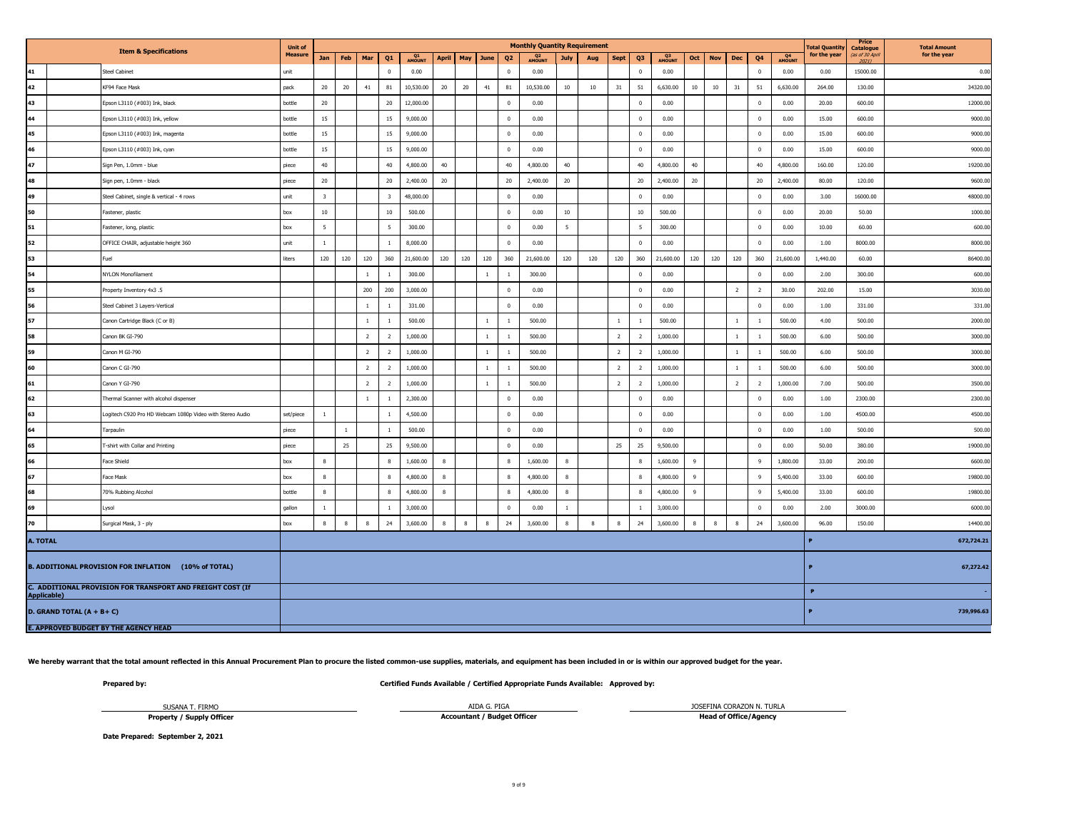| | Item & Specifications | Unit of Measure | Monthly Quantity Requirement | | | | | | | | | | | | | | | | | | | | Total Quantity for the year | Price Catalogue (as of 30 April 2021) | Total Amount for the year |
|---|---|---|---|---|---|---|---|---|---|---|---|---|---|---|---|---|---|---|---|---|---|---|---|---|---|
| | | | Jan | Feb | Mar | Q1 | Q1 AMOUNT | April | May | June | Q2 | Q2 AMOUNT | July | Aug | Sept | Q3 | Q3 AMOUNT | Oct | Nov | Dec | Q4 | Q4 AMOUNT | | | |
| 41 | Steel Cabinet | unit | | | | 0 | 0.00 | | | | 0 | 0.00 | | | | 0 | 0.00 | | | | 0 | 0.00 | 0.00 | 15000.00 | 0.00 |
| 42 | KF94 Face Mask | pack | 20 | 20 | 41 | 81 | 10,530.00 | 20 | 20 | 41 | 81 | 10,530.00 | 10 | 10 | 31 | 51 | 6,630.00 | 10 | 10 | 31 | 51 | 6,630.00 | 264.00 | 130.00 | 34320.00 |
| 43 | Epson L3110 (#003) Ink, black | bottle | 20 | | | 20 | 12,000.00 | | | | 0 | 0.00 | | | | 0 | 0.00 | | | | 0 | 0.00 | 20.00 | 600.00 | 12000.00 |
| 44 | Epson L3110 (#003) Ink, yellow | bottle | 15 | | | 15 | 9,000.00 | | | | 0 | 0.00 | | | | 0 | 0.00 | | | | 0 | 0.00 | 15.00 | 600.00 | 9000.00 |
| 45 | Epson L3110 (#003) Ink, magenta | bottle | 15 | | | 15 | 9,000.00 | | | | 0 | 0.00 | | | | 0 | 0.00 | | | | 0 | 0.00 | 15.00 | 600.00 | 9000.00 |
| 46 | Epson L3110 (#003) Ink, cyan | bottle | 15 | | | 15 | 9,000.00 | | | | 0 | 0.00 | | | | 0 | 0.00 | | | | 0 | 0.00 | 15.00 | 600.00 | 9000.00 |
| 47 | Sign Pen, 1.0mm - blue | piece | 40 | | | 40 | 4,800.00 | 40 | | | 40 | 4,800.00 | 40 | | | 40 | 4,800.00 | 40 | | | 40 | 4,800.00 | 160.00 | 120.00 | 19200.00 |
| 48 | Sign pen, 1.0mm - black | piece | 20 | | | 20 | 2,400.00 | 20 | | | 20 | 2,400.00 | 20 | | | 20 | 2,400.00 | 20 | | | 20 | 2,400.00 | 80.00 | 120.00 | 9600.00 |
| 49 | Steel Cabinet, single & vertical - 4 rows | unit | 3 | | | 3 | 48,000.00 | | | | 0 | 0.00 | | | | 0 | 0.00 | | | | 0 | 0.00 | 3.00 | 16000.00 | 48000.00 |
| 50 | Fastener, plastic | box | 10 | | | 10 | 500.00 | | | | 0 | 0.00 | 10 | | | 10 | 500.00 | | | | 0 | 0.00 | 20.00 | 50.00 | 1000.00 |
| 51 | Fastener, long, plastic | box | 5 | | | 5 | 300.00 | | | | 0 | 0.00 | 5 | | | 5 | 300.00 | | | | 0 | 0.00 | 10.00 | 60.00 | 600.00 |
| 52 | OFFICE CHAIR, adjustable height 360 | unit | 1 | | | 1 | 8,000.00 | | | | 0 | 0.00 | | | | 0 | 0.00 | | | | 0 | 0.00 | 1.00 | 8000.00 | 8000.00 |
| 53 | Fuel | liters | 120 | 120 | 120 | 360 | 21,600.00 | 120 | 120 | 120 | 360 | 21,600.00 | 120 | 120 | 120 | 360 | 21,600.00 | 120 | 120 | 120 | 360 | 21,600.00 | 1,440.00 | 60.00 | 86400.00 |
| 54 | NYLON Monofilament | | | | 1 | 1 | 300.00 | | | 1 | 1 | 300.00 | | | | 0 | 0.00 | | | | 0 | 0.00 | 2.00 | 300.00 | 600.00 |
| 55 | Property Inventory 4x3 .5 | | | | 200 | 200 | 3,000.00 | | | | 0 | 0.00 | | | | 0 | 0.00 | | | 2 | 2 | 30.00 | 202.00 | 15.00 | 3030.00 |
| 56 | Steel Cabinet 3 Layers-Vertical | | | | 1 | 1 | 331.00 | | | | 0 | 0.00 | | | | 0 | 0.00 | | | | 0 | 0.00 | 1.00 | 331.00 | 331.00 |
| 57 | Canon Cartridge Black (C or B) | | | | 1 | 1 | 500.00 | | | 1 | 1 | 500.00 | | | 1 | 1 | 500.00 | | | 1 | 1 | 500.00 | 4.00 | 500.00 | 2000.00 |
| 58 | Canon BK GI-790 | | | | 2 | 2 | 1,000.00 | | | 1 | 1 | 500.00 | | | 2 | 2 | 1,000.00 | | | 1 | 1 | 500.00 | 6.00 | 500.00 | 3000.00 |
| 59 | Canon M GI-790 | | | | 2 | 2 | 1,000.00 | | | 1 | 1 | 500.00 | | | 2 | 2 | 1,000.00 | | | 1 | 1 | 500.00 | 6.00 | 500.00 | 3000.00 |
| 60 | Canon C GI-790 | | | | 2 | 2 | 1,000.00 | | | 1 | 1 | 500.00 | | | 2 | 2 | 1,000.00 | | | 1 | 1 | 500.00 | 6.00 | 500.00 | 3000.00 |
| 61 | Canon Y GI-790 | | | | 2 | 2 | 1,000.00 | | | 1 | 1 | 500.00 | | | 2 | 2 | 1,000.00 | | | 2 | 2 | 1,000.00 | 7.00 | 500.00 | 3500.00 |
| 62 | Thermal Scanner with alcohol dispenser | | | | 1 | 1 | 2,300.00 | | | | 0 | 0.00 | | | | 0 | 0.00 | | | | 0 | 0.00 | 1.00 | 2300.00 | 2300.00 |
| 63 | Logitech C920 Pro HD Webcam 1080p Video with Stereo Audio | set/piece | 1 | | | 1 | 4,500.00 | | | | 0 | 0.00 | | | | 0 | 0.00 | | | | 0 | 0.00 | 1.00 | 4500.00 | 4500.00 |
| 64 | Tarpaulin | piece | | 1 | | 1 | 500.00 | | | | 0 | 0.00 | | | | 0 | 0.00 | | | | 0 | 0.00 | 1.00 | 500.00 | 500.00 |
| 65 | T-shirt with Collar and Printing | piece | | 25 | | 25 | 9,500.00 | | | | 0 | 0.00 | | | 25 | 25 | 9,500.00 | | | | 0 | 0.00 | 50.00 | 380.00 | 19000.00 |
| 66 | Face Shield | box | 8 | | | 8 | 1,600.00 | 8 | | | 8 | 1,600.00 | 8 | | | 8 | 1,600.00 | 9 | | | 9 | 1,800.00 | 33.00 | 200.00 | 6600.00 |
| 67 | Face Mask | box | 8 | | | 8 | 4,800.00 | 8 | | | 8 | 4,800.00 | 8 | | | 8 | 4,800.00 | 9 | | | 9 | 5,400.00 | 33.00 | 600.00 | 19800.00 |
| 68 | 70% Rubbing Alcohol | bottle | 8 | | | 8 | 4,800.00 | 8 | | | 8 | 4,800.00 | 8 | | | 8 | 4,800.00 | 9 | | | 9 | 5,400.00 | 33.00 | 600.00 | 19800.00 |
| 69 | Lysol | gallon | 1 | | | 1 | 3,000.00 | | | | 0 | 0.00 | 1 | | | 1 | 3,000.00 | | | | 0 | 0.00 | 2.00 | 3000.00 | 6000.00 |
| 70 | Surgical Mask, 3 - ply | box | 8 | 8 | 8 | 24 | 3,600.00 | 8 | 8 | 8 | 24 | 3,600.00 | 8 | 8 | 8 | 24 | 3,600.00 | 8 | 8 | 8 | 24 | 3,600.00 | 96.00 | 150.00 | 14400.00 |
| **A. TOTAL** | | | | | | | | | | | | | | | | | | | | | | | ₱ | | 672,724.21 |
| **B. ADDITIONAL PROVISION FOR INFLATION (10% of TOTAL)** | | | | | | | | | | | | | | | | | | | | | | | ₱ | | 67,272.42 |
| **C. ADDITIONAL PROVISION FOR TRANSPORT AND FREIGHT COST (If Applicable)** | | | | | | | | | | | | | | | | | | | | | | | ₱ | | - |
| **D. GRAND TOTAL (A + B+ C)** | | | | | | | | | | | | | | | | | | | | | | | ₱ | | 739,996.63 |
| **E. APPROVED BUDGET BY THE AGENCY HEAD** | | | | | | | | | | | | | | | | | | | | | | | | | |

**We hereby warrant that the total amount reflected in this Annual Procurement Plan to procure the listed common-use supplies, materials, and equipment has been included in or is within our approved budget for the year.**

**Prepared by:** **Certified Funds Available / Certified Appropriate Funds Available:** **Approved by:**

SUSANA T. FIRMO
**Property / Supply Officer**

AIDA G. PIGA
**Accountant / Budget Officer**

JOSEFINA CORAZON N. TURLA
**Head of Office/Agency**

**Date Prepared: September 2, 2021**